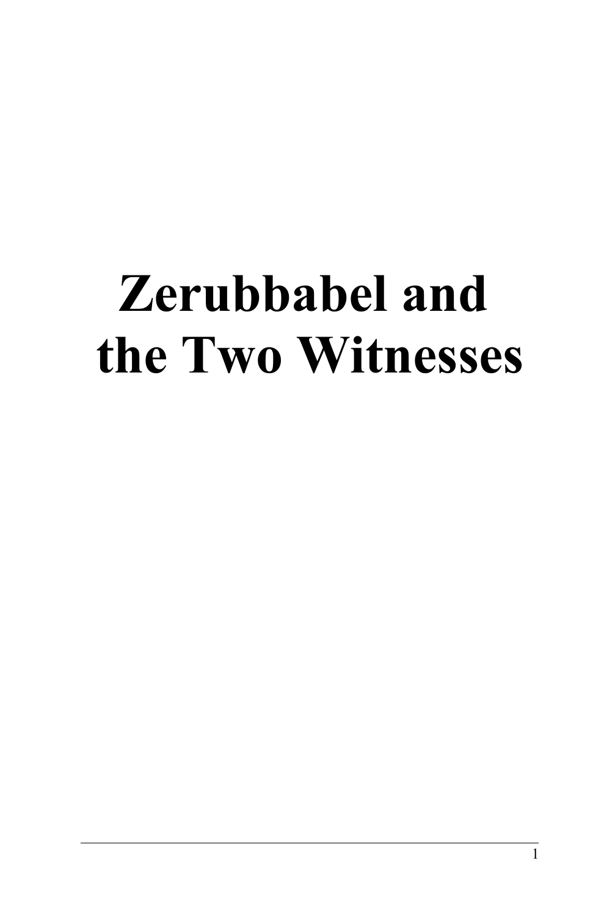# Zerubbabel and the Two Witnesses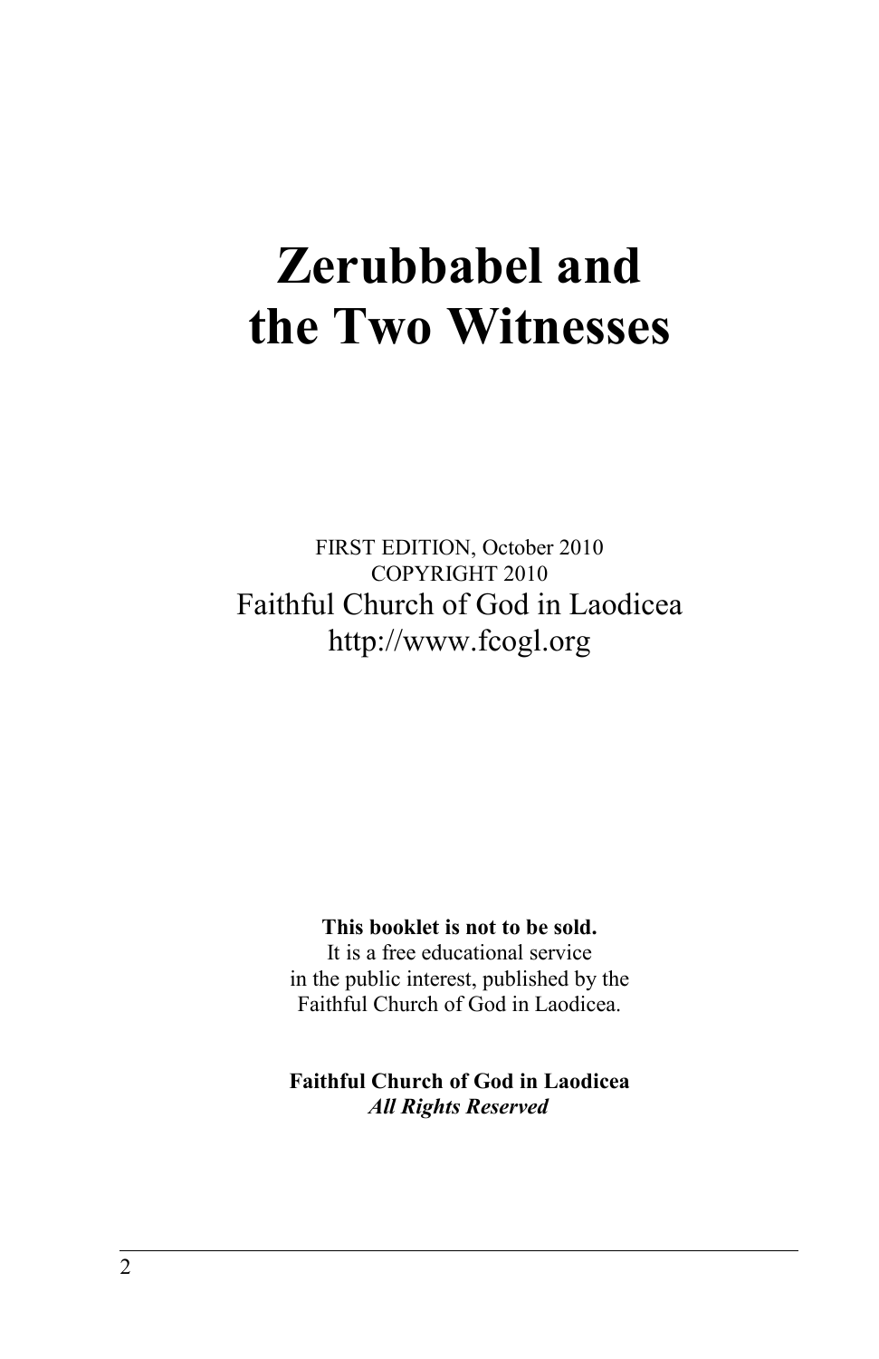# Zerubbabel and the Two Witnesses

FIRST EDITION, October 2010
COPYRIGHT 2010
Faithful Church of God in Laodicea
http://www.fcogl.org

**This booklet is not to be sold.**
It is a free educational service
in the public interest, published by the
Faithful Church of God in Laodicea.

**Faithful Church of God in Laodicea**
***All Rights Reserved***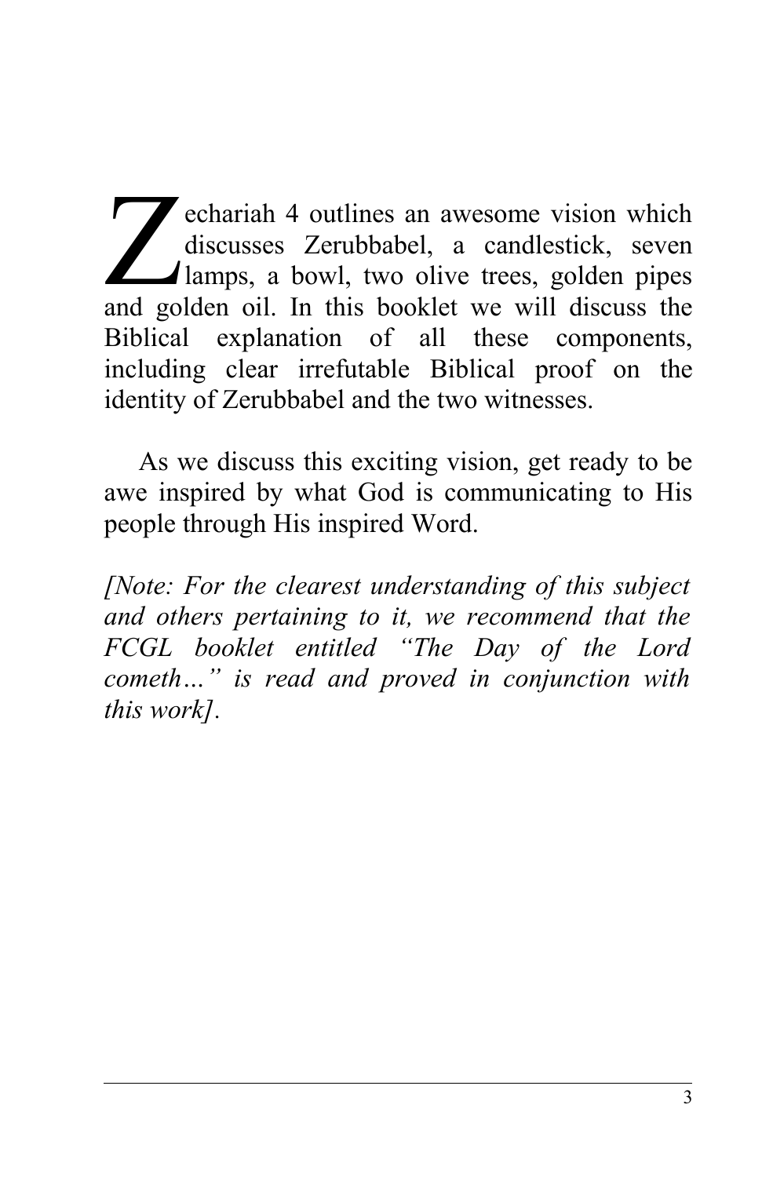Zechariah 4 outlines an awesome vision which discusses Zerubbabel, a candlestick, seven lamps, a bowl, two olive trees, golden pipes and golden oil. In this booklet we will discuss the Biblical explanation of all these components, including clear irrefutable Biblical proof on the identity of Zerubbabel and the two witnesses.

As we discuss this exciting vision, get ready to be awe inspired by what God is communicating to His people through His inspired Word.

*[Note: For the clearest understanding of this subject and others pertaining to it, we recommend that the FCGL booklet entitled "The Day of the Lord cometh…" is read and proved in conjunction with this work].*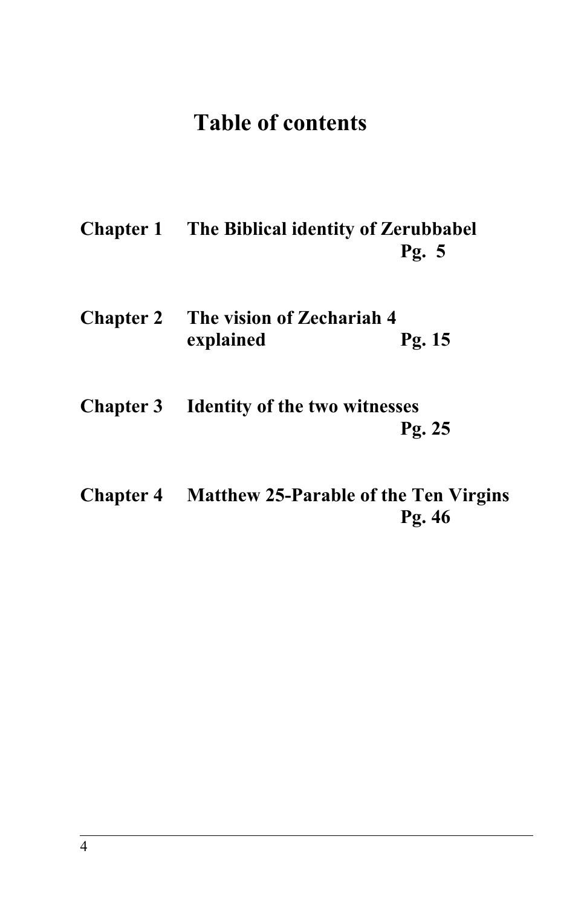# Table of contents

**Chapter 1 The Biblical identity of Zerubbabel Pg. 5**

**Chapter 2 The vision of Zechariah 4 explained Pg. 15**

**Chapter 3 Identity of the two witnesses Pg. 25**

**Chapter 4 Matthew 25-Parable of the Ten Virgins Pg. 46**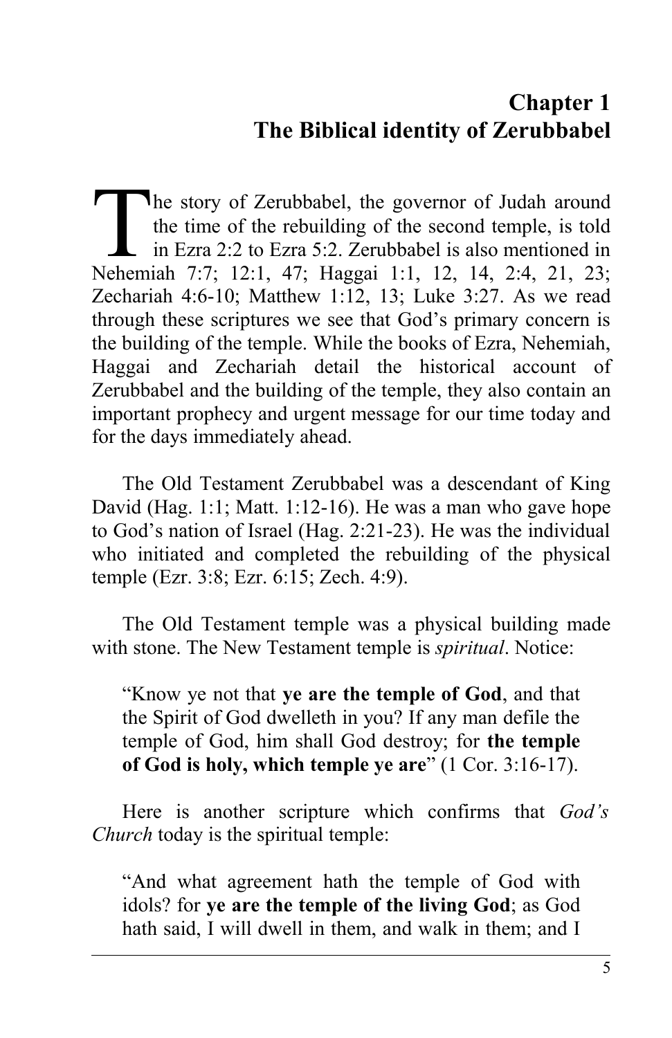# Chapter 1
# The Biblical identity of Zerubbabel

The story of Zerubbabel, the governor of Judah around the time of the rebuilding of the second temple, is told in Ezra 2:2 to Ezra 5:2. Zerubbabel is also mentioned in Nehemiah 7:7; 12:1, 47; Haggai 1:1, 12, 14, 2:4, 21, 23; Zechariah 4:6-10; Matthew 1:12, 13; Luke 3:27. As we read through these scriptures we see that God's primary concern is the building of the temple. While the books of Ezra, Nehemiah, Haggai and Zechariah detail the historical account of Zerubbabel and the building of the temple, they also contain an important prophecy and urgent message for our time today and for the days immediately ahead.

The Old Testament Zerubbabel was a descendant of King David (Hag. 1:1; Matt. 1:12-16). He was a man who gave hope to God's nation of Israel (Hag. 2:21-23). He was the individual who initiated and completed the rebuilding of the physical temple (Ezr. 3:8; Ezr. 6:15; Zech. 4:9).

The Old Testament temple was a physical building made with stone. The New Testament temple is *spiritual*. Notice:

> "Know ye not that **ye are the temple of God**, and that the Spirit of God dwelleth in you? If any man defile the temple of God, him shall God destroy; for **the temple of God is holy, which temple ye are**" (1 Cor. 3:16-17).

Here is another scripture which confirms that *God's Church* today is the spiritual temple:

> "And what agreement hath the temple of God with idols? for **ye are the temple of the living God**; as God hath said, I will dwell in them, and walk in them; and I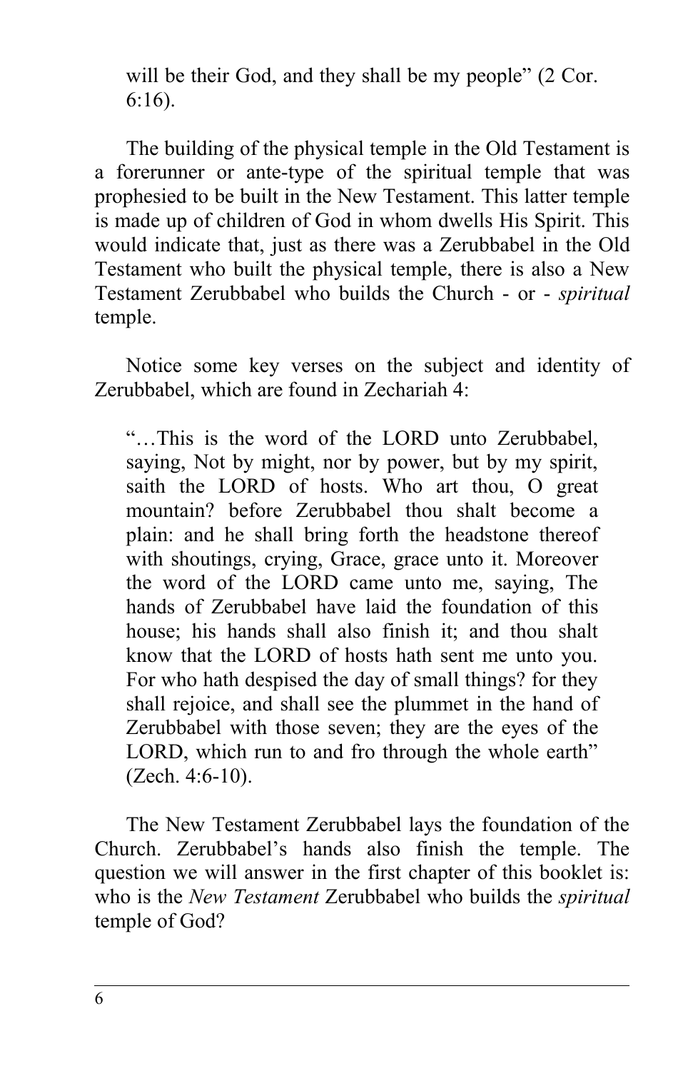> will be their God, and they shall be my people" (2 Cor. 6:16).

The building of the physical temple in the Old Testament is a forerunner or ante-type of the spiritual temple that was prophesied to be built in the New Testament. This latter temple is made up of children of God in whom dwells His Spirit. This would indicate that, just as there was a Zerubbabel in the Old Testament who built the physical temple, there is also a New Testament Zerubbabel who builds the Church - or - *spiritual* temple.

Notice some key verses on the subject and identity of Zerubbabel, which are found in Zechariah 4:

> "…This is the word of the LORD unto Zerubbabel, saying, Not by might, nor by power, but by my spirit, saith the LORD of hosts. Who art thou, O great mountain? before Zerubbabel thou shalt become a plain: and he shall bring forth the headstone thereof with shoutings, crying, Grace, grace unto it. Moreover the word of the LORD came unto me, saying, The hands of Zerubbabel have laid the foundation of this house; his hands shall also finish it; and thou shalt know that the LORD of hosts hath sent me unto you. For who hath despised the day of small things? for they shall rejoice, and shall see the plummet in the hand of Zerubbabel with those seven; they are the eyes of the LORD, which run to and fro through the whole earth" (Zech. 4:6-10).

The New Testament Zerubbabel lays the foundation of the Church. Zerubbabel's hands also finish the temple. The question we will answer in the first chapter of this booklet is: who is the *New Testament* Zerubbabel who builds the *spiritual* temple of God?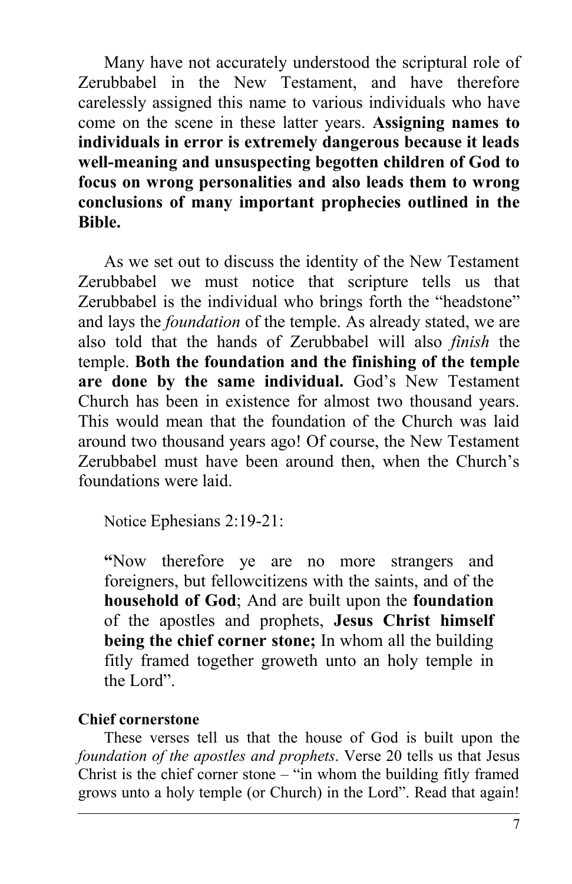Many have not accurately understood the scriptural role of Zerubbabel in the New Testament, and have therefore carelessly assigned this name to various individuals who have come on the scene in these latter years. **Assigning names to individuals in error is extremely dangerous because it leads well-meaning and unsuspecting begotten children of God to focus on wrong personalities and also leads them to wrong conclusions of many important prophecies outlined in the Bible.**

As we set out to discuss the identity of the New Testament Zerubbabel we must notice that scripture tells us that Zerubbabel is the individual who brings forth the "headstone" and lays the *foundation* of the temple. As already stated, we are also told that the hands of Zerubbabel will also *finish* the temple. **Both the foundation and the finishing of the temple are done by the same individual.** God's New Testament Church has been in existence for almost two thousand years. This would mean that the foundation of the Church was laid around two thousand years ago! Of course, the New Testament Zerubbabel must have been around then, when the Church's foundations were laid.

Notice Ephesians 2:19-21:

> **"**Now therefore ye are no more strangers and foreigners, but fellowcitizens with the saints, and of the **household of God**; And are built upon the **foundation** of the apostles and prophets, **Jesus Christ himself being the chief corner stone;** In whom all the building fitly framed together groweth unto an holy temple in the Lord".

**Chief cornerstone**

These verses tell us that the house of God is built upon the *foundation of the apostles and prophets*. Verse 20 tells us that Jesus Christ is the chief corner stone – "in whom the building fitly framed grows unto a holy temple (or Church) in the Lord". Read that again!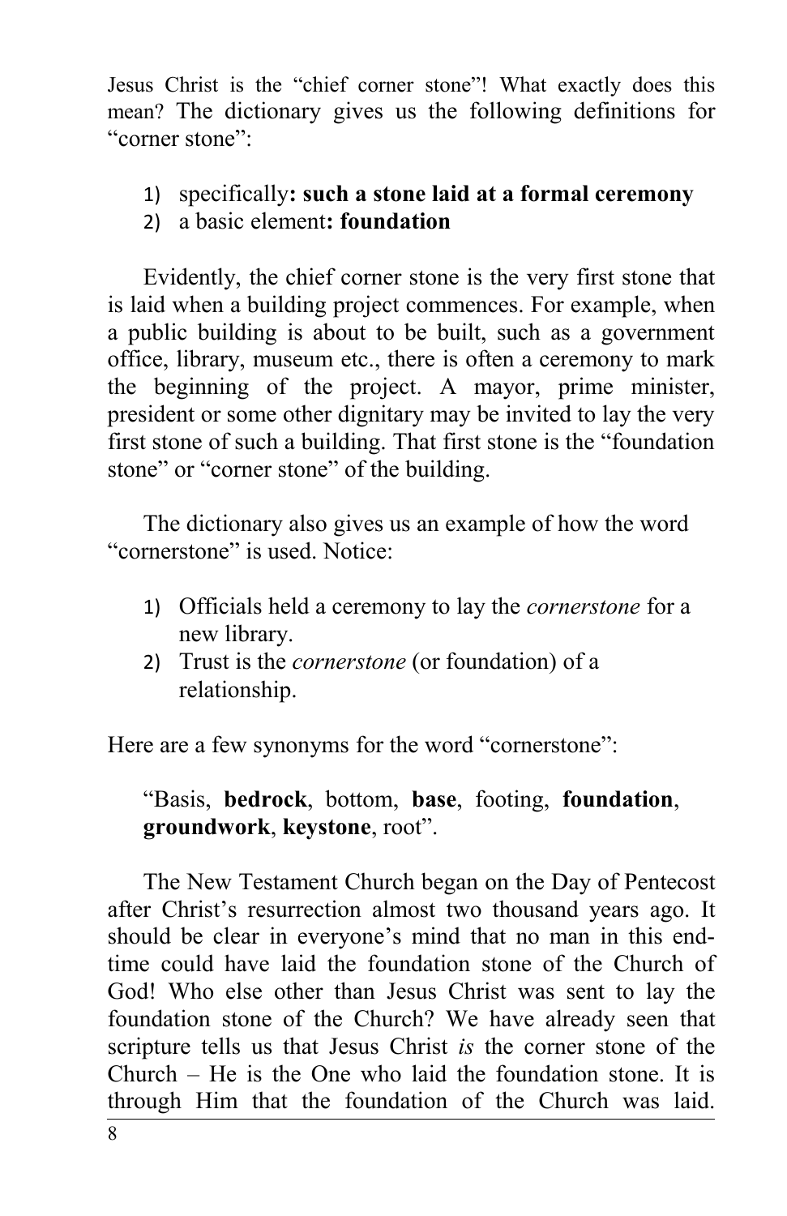Jesus Christ is the "chief corner stone"! What exactly does this mean? The dictionary gives us the following definitions for "corner stone":

1) specifically**: such a stone laid at a formal ceremony**
2) a basic element**: foundation**

Evidently, the chief corner stone is the very first stone that is laid when a building project commences. For example, when a public building is about to be built, such as a government office, library, museum etc., there is often a ceremony to mark the beginning of the project. A mayor, prime minister, president or some other dignitary may be invited to lay the very first stone of such a building. That first stone is the "foundation stone" or "corner stone" of the building.

The dictionary also gives us an example of how the word "cornerstone" is used. Notice:

1) Officials held a ceremony to lay the *cornerstone* for a new library.
2) Trust is the *cornerstone* (or foundation) of a relationship.

Here are a few synonyms for the word "cornerstone":

> "Basis, **bedrock**, bottom, **base**, footing, **foundation**, **groundwork**, **keystone**, root".

The New Testament Church began on the Day of Pentecost after Christ's resurrection almost two thousand years ago. It should be clear in everyone's mind that no man in this end-time could have laid the foundation stone of the Church of God! Who else other than Jesus Christ was sent to lay the foundation stone of the Church? We have already seen that scripture tells us that Jesus Christ *is* the corner stone of the Church – He is the One who laid the foundation stone. It is through Him that the foundation of the Church was laid.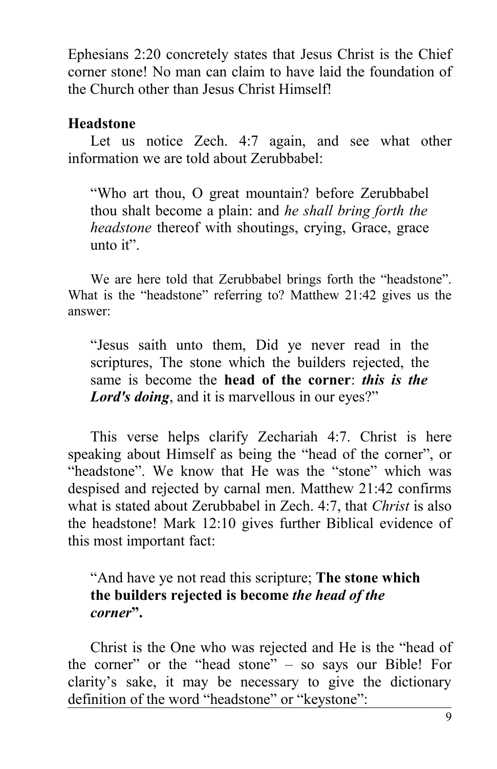Ephesians 2:20 concretely states that Jesus Christ is the Chief corner stone! No man can claim to have laid the foundation of the Church other than Jesus Christ Himself!

**Headstone**

Let us notice Zech. 4:7 again, and see what other information we are told about Zerubbabel:

> "Who art thou, O great mountain? before Zerubbabel thou shalt become a plain: and *he shall bring forth the headstone* thereof with shoutings, crying, Grace, grace unto it".

We are here told that Zerubbabel brings forth the "headstone". What is the "headstone" referring to? Matthew 21:42 gives us the answer:

> "Jesus saith unto them, Did ye never read in the scriptures, The stone which the builders rejected, the same is become the **head of the corner**: ***this is the Lord's doing***, and it is marvellous in our eyes?"

This verse helps clarify Zechariah 4:7. Christ is here speaking about Himself as being the "head of the corner", or "headstone". We know that He was the "stone" which was despised and rejected by carnal men. Matthew 21:42 confirms what is stated about Zerubbabel in Zech. 4:7, that *Christ* is also the headstone! Mark 12:10 gives further Biblical evidence of this most important fact:

> "And have ye not read this scripture; **The stone which the builders rejected is become *the head of the corner*".**

Christ is the One who was rejected and He is the "head of the corner" or the "head stone" – so says our Bible! For clarity's sake, it may be necessary to give the dictionary definition of the word "headstone" or "keystone":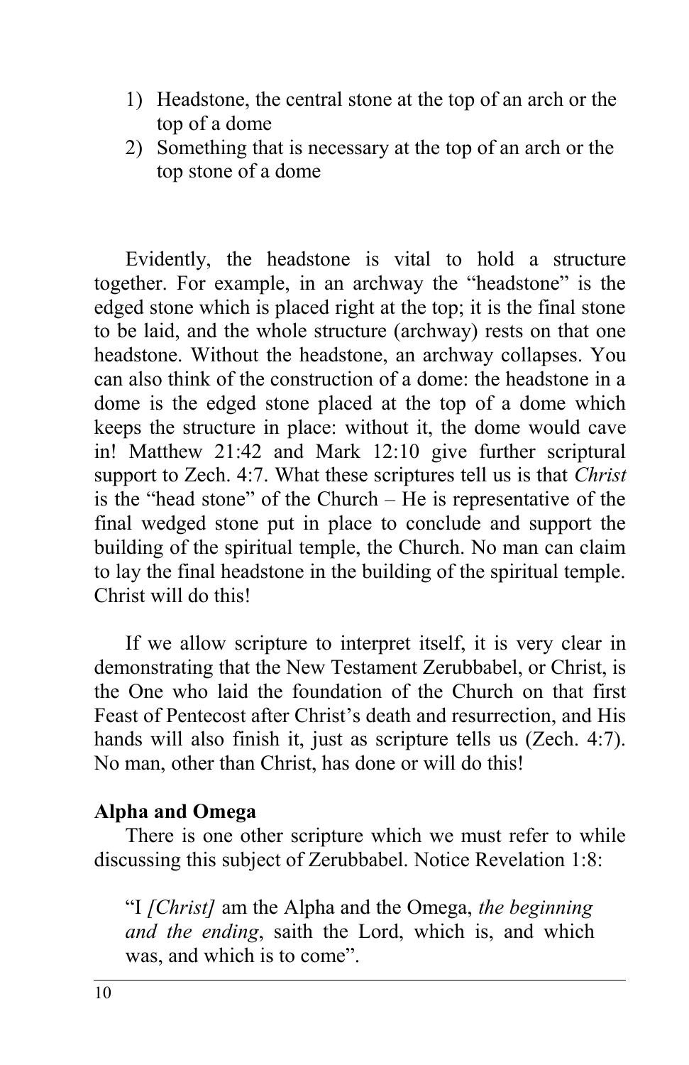1) Headstone, the central stone at the top of an arch or the top of a dome
2) Something that is necessary at the top of an arch or the top stone of a dome

Evidently, the headstone is vital to hold a structure together. For example, in an archway the "headstone" is the edged stone which is placed right at the top; it is the final stone to be laid, and the whole structure (archway) rests on that one headstone. Without the headstone, an archway collapses. You can also think of the construction of a dome: the headstone in a dome is the edged stone placed at the top of a dome which keeps the structure in place: without it, the dome would cave in! Matthew 21:42 and Mark 12:10 give further scriptural support to Zech. 4:7. What these scriptures tell us is that *Christ* is the "head stone" of the Church – He is representative of the final wedged stone put in place to conclude and support the building of the spiritual temple, the Church. No man can claim to lay the final headstone in the building of the spiritual temple. Christ will do this!

If we allow scripture to interpret itself, it is very clear in demonstrating that the New Testament Zerubbabel, or Christ, is the One who laid the foundation of the Church on that first Feast of Pentecost after Christ's death and resurrection, and His hands will also finish it, just as scripture tells us (Zech. 4:7). No man, other than Christ, has done or will do this!

**Alpha and Omega**

There is one other scripture which we must refer to while discussing this subject of Zerubbabel. Notice Revelation 1:8:

> "I *[Christ]* am the Alpha and the Omega, *the beginning and the ending*, saith the Lord, which is, and which was, and which is to come".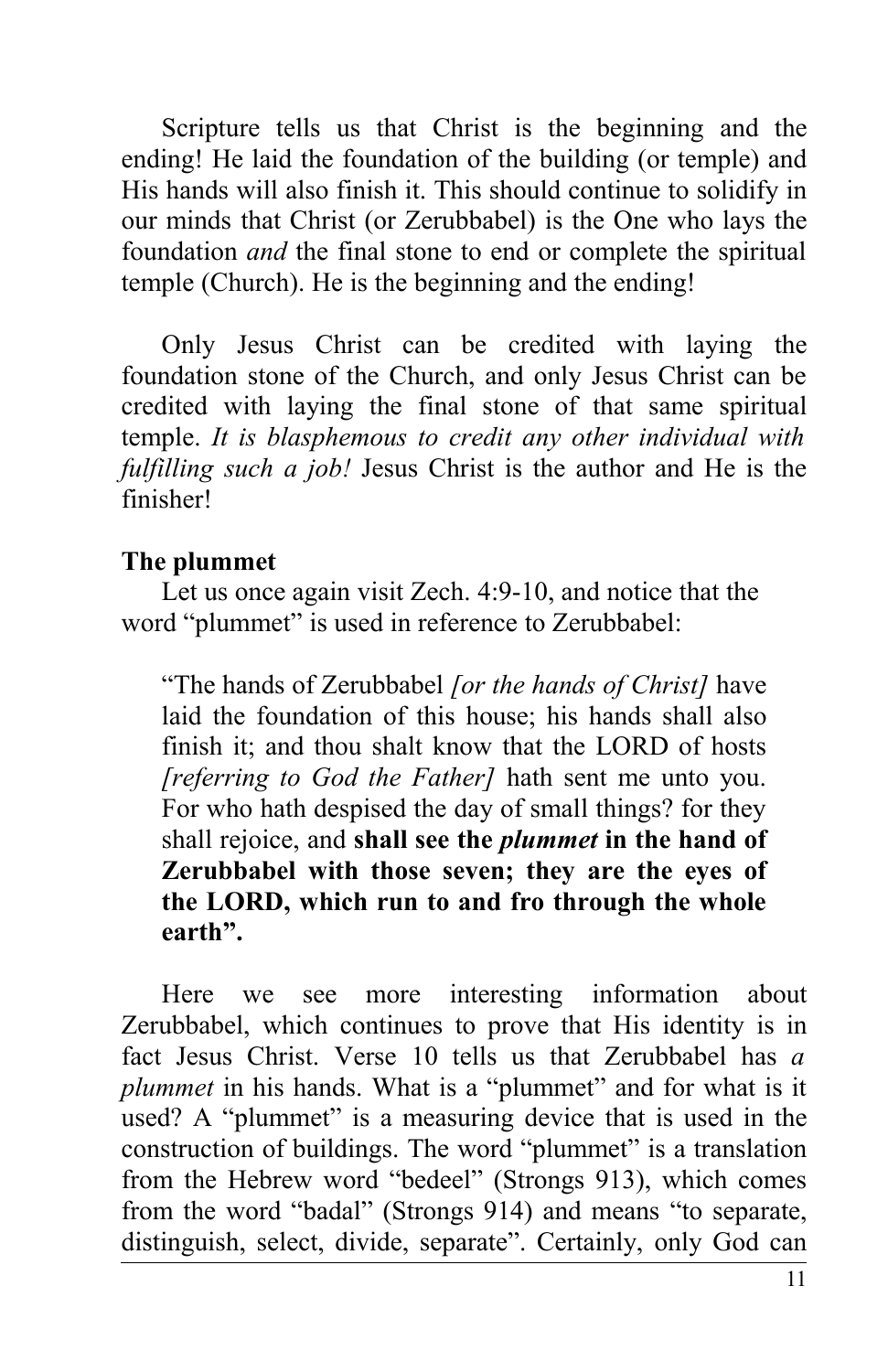Scripture tells us that Christ is the beginning and the ending! He laid the foundation of the building (or temple) and His hands will also finish it. This should continue to solidify in our minds that Christ (or Zerubbabel) is the One who lays the foundation *and* the final stone to end or complete the spiritual temple (Church). He is the beginning and the ending!

Only Jesus Christ can be credited with laying the foundation stone of the Church, and only Jesus Christ can be credited with laying the final stone of that same spiritual temple. *It is blasphemous to credit any other individual with fulfilling such a job!* Jesus Christ is the author and He is the finisher!

**The plummet**

Let us once again visit Zech. 4:9-10, and notice that the word "plummet" is used in reference to Zerubbabel:

> "The hands of Zerubbabel *[or the hands of Christ]* have laid the foundation of this house; his hands shall also finish it; and thou shalt know that the LORD of hosts *[referring to God the Father]* hath sent me unto you. For who hath despised the day of small things? for they shall rejoice, and **shall see the *plummet* in the hand of Zerubbabel with those seven; they are the eyes of the LORD, which run to and fro through the whole earth".**

Here we see more interesting information about Zerubbabel, which continues to prove that His identity is in fact Jesus Christ. Verse 10 tells us that Zerubbabel has *a plummet* in his hands. What is a "plummet" and for what is it used? A "plummet" is a measuring device that is used in the construction of buildings. The word "plummet" is a translation from the Hebrew word "bedeel" (Strongs 913), which comes from the word "badal" (Strongs 914) and means "to separate, distinguish, select, divide, separate". Certainly, only God can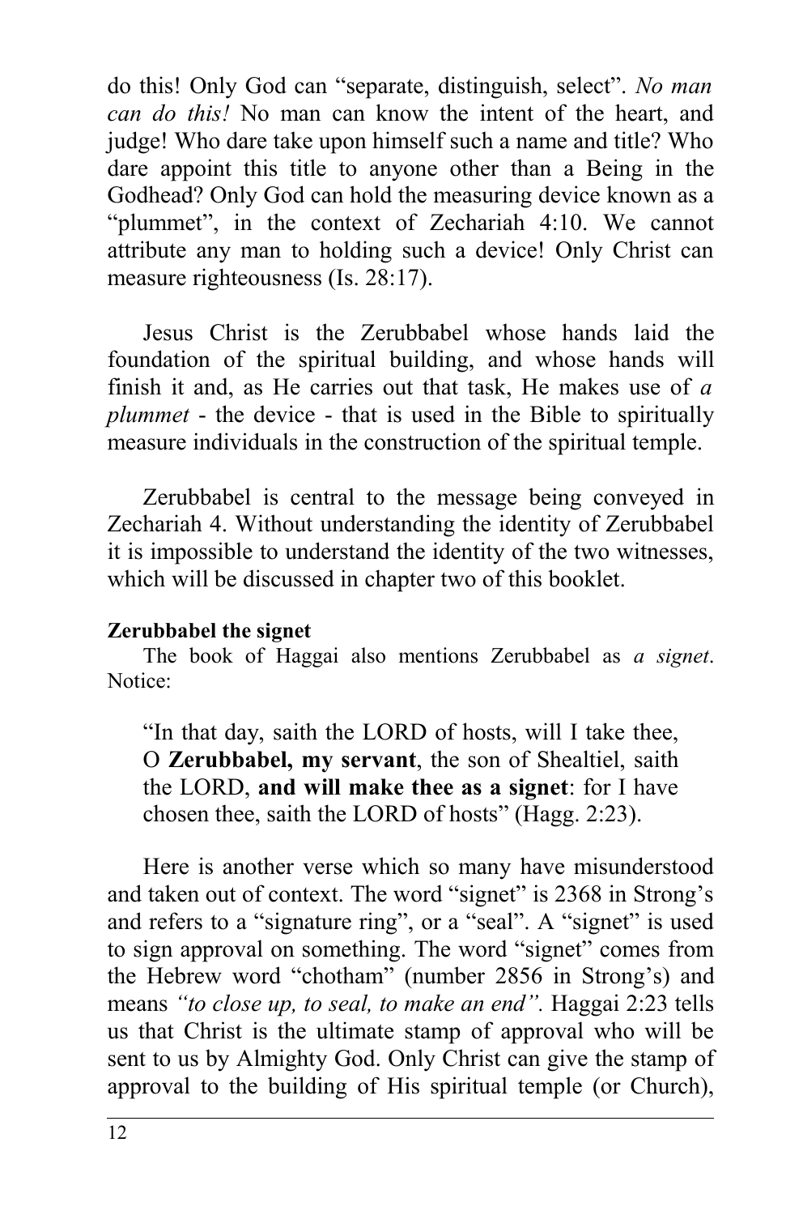do this! Only God can "separate, distinguish, select". *No man can do this!* No man can know the intent of the heart, and judge! Who dare take upon himself such a name and title? Who dare appoint this title to anyone other than a Being in the Godhead? Only God can hold the measuring device known as a "plummet", in the context of Zechariah 4:10. We cannot attribute any man to holding such a device! Only Christ can measure righteousness (Is. 28:17).

Jesus Christ is the Zerubbabel whose hands laid the foundation of the spiritual building, and whose hands will finish it and, as He carries out that task, He makes use of *a plummet* - the device - that is used in the Bible to spiritually measure individuals in the construction of the spiritual temple.

Zerubbabel is central to the message being conveyed in Zechariah 4. Without understanding the identity of Zerubbabel it is impossible to understand the identity of the two witnesses, which will be discussed in chapter two of this booklet.

**Zerubbabel the signet**

The book of Haggai also mentions Zerubbabel as *a signet*. Notice:

> "In that day, saith the LORD of hosts, will I take thee, O **Zerubbabel, my servant**, the son of Shealtiel, saith the LORD, **and will make thee as a signet**: for I have chosen thee, saith the LORD of hosts" (Hagg. 2:23).

Here is another verse which so many have misunderstood and taken out of context. The word "signet" is 2368 in Strong's and refers to a "signature ring", or a "seal". A "signet" is used to sign approval on something. The word "signet" comes from the Hebrew word "chotham" (number 2856 in Strong's) and means *"to close up, to seal, to make an end".* Haggai 2:23 tells us that Christ is the ultimate stamp of approval who will be sent to us by Almighty God. Only Christ can give the stamp of approval to the building of His spiritual temple (or Church),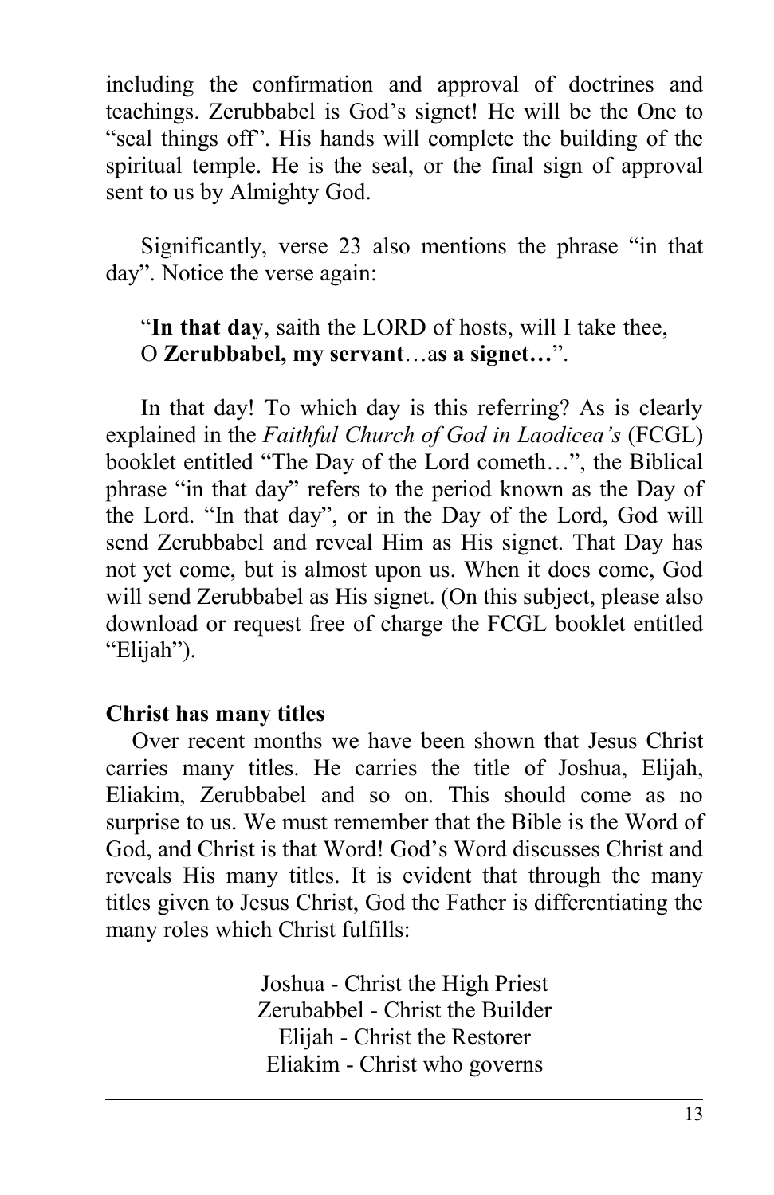including the confirmation and approval of doctrines and teachings. Zerubbabel is God's signet! He will be the One to "seal things off". His hands will complete the building of the spiritual temple. He is the seal, or the final sign of approval sent to us by Almighty God.

Significantly, verse 23 also mentions the phrase "in that day". Notice the verse again:

> "**In that day**, saith the LORD of hosts, will I take thee, O **Zerubbabel, my servant**…a**s a signet…**".

In that day! To which day is this referring? As is clearly explained in the *Faithful Church of God in Laodicea's* (FCGL) booklet entitled "The Day of the Lord cometh…", the Biblical phrase "in that day" refers to the period known as the Day of the Lord. "In that day", or in the Day of the Lord, God will send Zerubbabel and reveal Him as His signet. That Day has not yet come, but is almost upon us. When it does come, God will send Zerubbabel as His signet. (On this subject, please also download or request free of charge the FCGL booklet entitled "Elijah").

**Christ has many titles**

Over recent months we have been shown that Jesus Christ carries many titles. He carries the title of Joshua, Elijah, Eliakim, Zerubbabel and so on. This should come as no surprise to us. We must remember that the Bible is the Word of God, and Christ is that Word! God's Word discusses Christ and reveals His many titles. It is evident that through the many titles given to Jesus Christ, God the Father is differentiating the many roles which Christ fulfills:

Joshua - Christ the High Priest
Zerubabbel - Christ the Builder
Elijah - Christ the Restorer
Eliakim - Christ who governs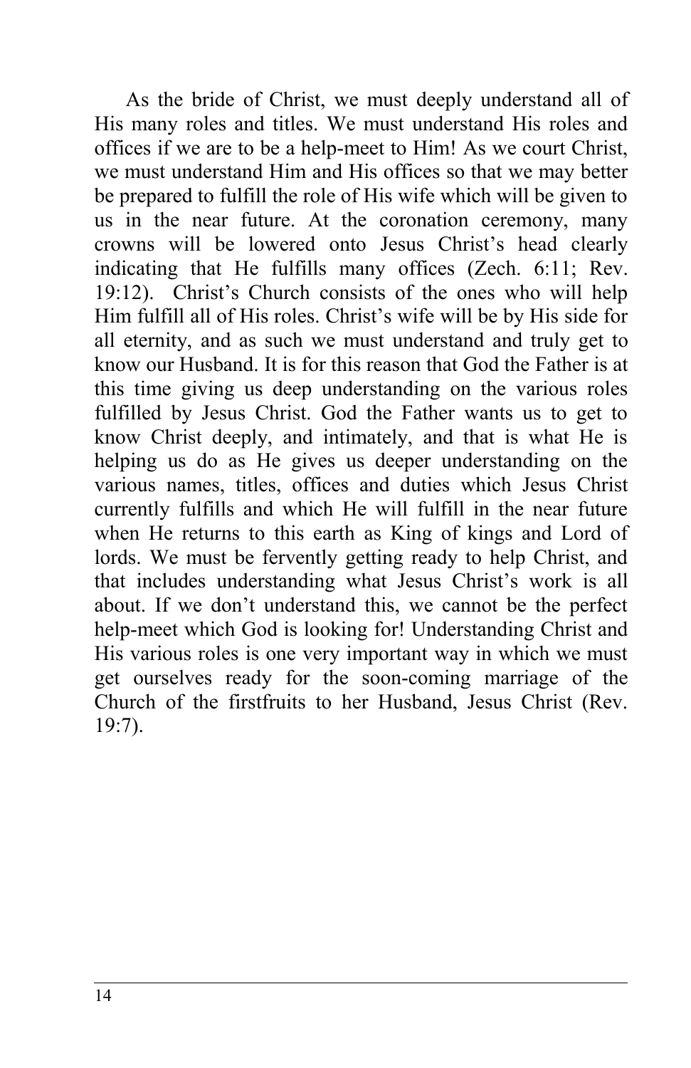As the bride of Christ, we must deeply understand all of His many roles and titles. We must understand His roles and offices if we are to be a help-meet to Him! As we court Christ, we must understand Him and His offices so that we may better be prepared to fulfill the role of His wife which will be given to us in the near future. At the coronation ceremony, many crowns will be lowered onto Jesus Christ's head clearly indicating that He fulfills many offices (Zech. 6:11; Rev. 19:12). Christ's Church consists of the ones who will help Him fulfill all of His roles. Christ's wife will be by His side for all eternity, and as such we must understand and truly get to know our Husband. It is for this reason that God the Father is at this time giving us deep understanding on the various roles fulfilled by Jesus Christ. God the Father wants us to get to know Christ deeply, and intimately, and that is what He is helping us do as He gives us deeper understanding on the various names, titles, offices and duties which Jesus Christ currently fulfills and which He will fulfill in the near future when He returns to this earth as King of kings and Lord of lords. We must be fervently getting ready to help Christ, and that includes understanding what Jesus Christ's work is all about. If we don't understand this, we cannot be the perfect help-meet which God is looking for! Understanding Christ and His various roles is one very important way in which we must get ourselves ready for the soon-coming marriage of the Church of the firstfruits to her Husband, Jesus Christ (Rev. 19:7).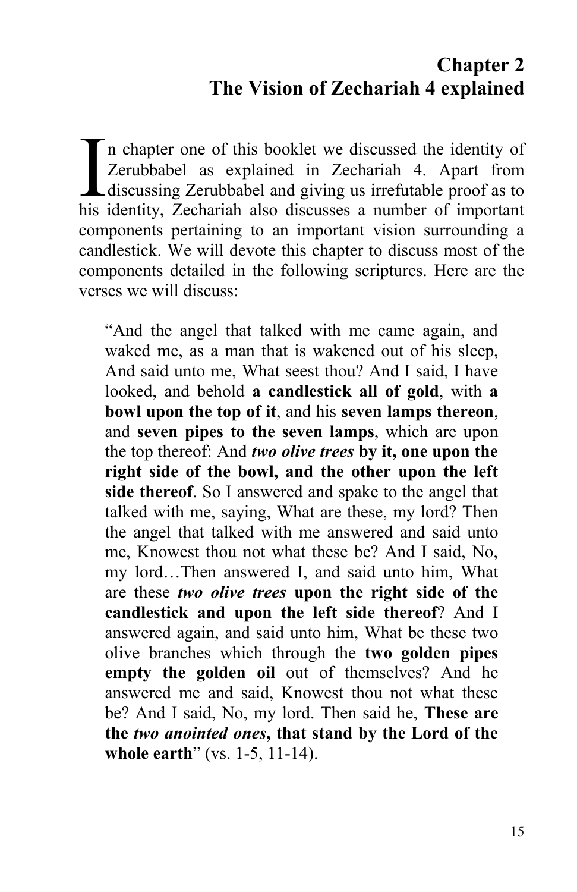# Chapter 2
# The Vision of Zechariah 4 explained

In chapter one of this booklet we discussed the identity of Zerubbabel as explained in Zechariah 4. Apart from discussing Zerubbabel and giving us irrefutable proof as to his identity, Zechariah also discusses a number of important components pertaining to an important vision surrounding a candlestick. We will devote this chapter to discuss most of the components detailed in the following scriptures. Here are the verses we will discuss:

> "And the angel that talked with me came again, and waked me, as a man that is wakened out of his sleep, And said unto me, What seest thou? And I said, I have looked, and behold **a candlestick all of gold**, with **a bowl upon the top of it**, and his **seven lamps thereon**, and **seven pipes to the seven lamps**, which are upon the top thereof: And ***two olive trees*** **by it, one upon the right side of the bowl, and the other upon the left side thereof**. So I answered and spake to the angel that talked with me, saying, What are these, my lord? Then the angel that talked with me answered and said unto me, Knowest thou not what these be? And I said, No, my lord…Then answered I, and said unto him, What are these ***two olive trees*** **upon the right side of the candlestick and upon the left side thereof**? And I answered again, and said unto him, What be these two olive branches which through the **two golden pipes empty the golden oil** out of themselves? And he answered me and said, Knowest thou not what these be? And I said, No, my lord. Then said he, **These are the *two anointed ones*, that stand by the Lord of the whole earth**" (vs. 1-5, 11-14).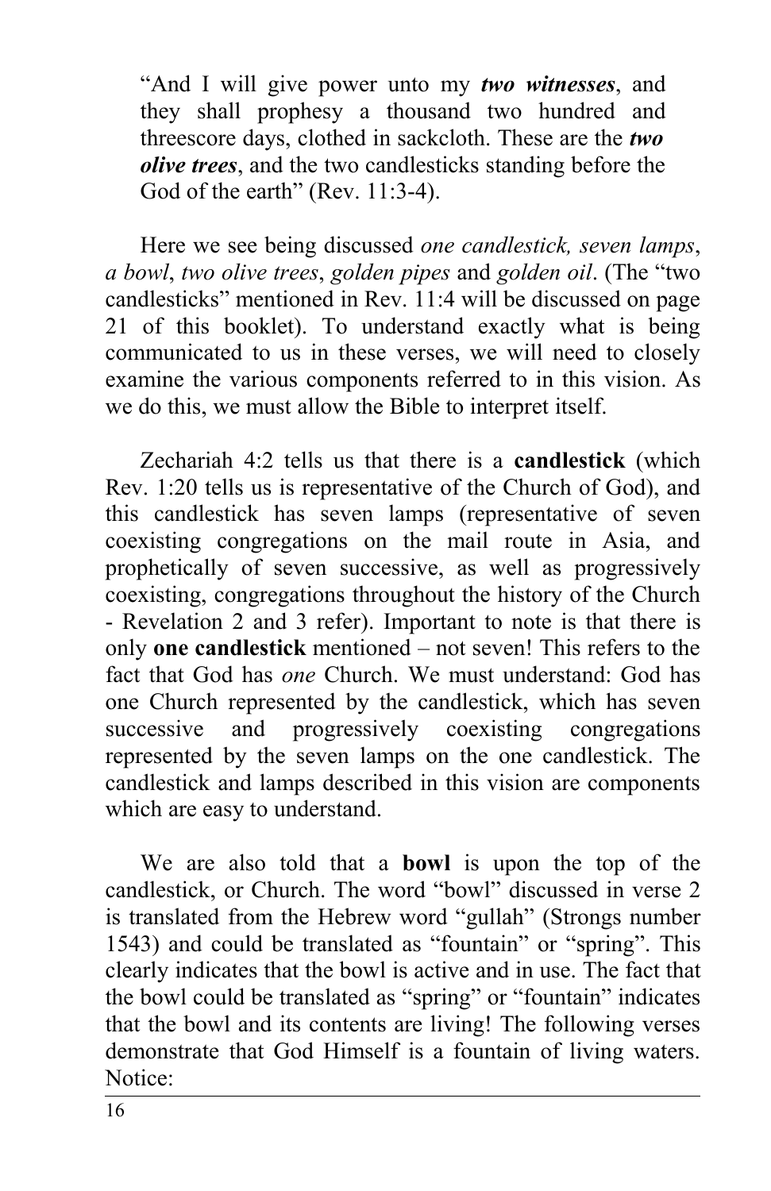> "And I will give power unto my ***two witnesses***, and they shall prophesy a thousand two hundred and threescore days, clothed in sackcloth. These are the ***two olive trees***, and the two candlesticks standing before the God of the earth" (Rev. 11:3-4).

Here we see being discussed *one candlestick, seven lamps*, *a bowl*, *two olive trees*, *golden pipes* and *golden oil*. (The "two candlesticks" mentioned in Rev. 11:4 will be discussed on page 21 of this booklet). To understand exactly what is being communicated to us in these verses, we will need to closely examine the various components referred to in this vision. As we do this, we must allow the Bible to interpret itself.

Zechariah 4:2 tells us that there is a **candlestick** (which Rev. 1:20 tells us is representative of the Church of God), and this candlestick has seven lamps (representative of seven coexisting congregations on the mail route in Asia, and prophetically of seven successive, as well as progressively coexisting, congregations throughout the history of the Church - Revelation 2 and 3 refer). Important to note is that there is only **one candlestick** mentioned – not seven! This refers to the fact that God has *one* Church. We must understand: God has one Church represented by the candlestick, which has seven successive and progressively coexisting congregations represented by the seven lamps on the one candlestick. The candlestick and lamps described in this vision are components which are easy to understand.

We are also told that a **bowl** is upon the top of the candlestick, or Church. The word "bowl" discussed in verse 2 is translated from the Hebrew word "gullah" (Strongs number 1543) and could be translated as "fountain" or "spring". This clearly indicates that the bowl is active and in use. The fact that the bowl could be translated as "spring" or "fountain" indicates that the bowl and its contents are living! The following verses demonstrate that God Himself is a fountain of living waters. Notice: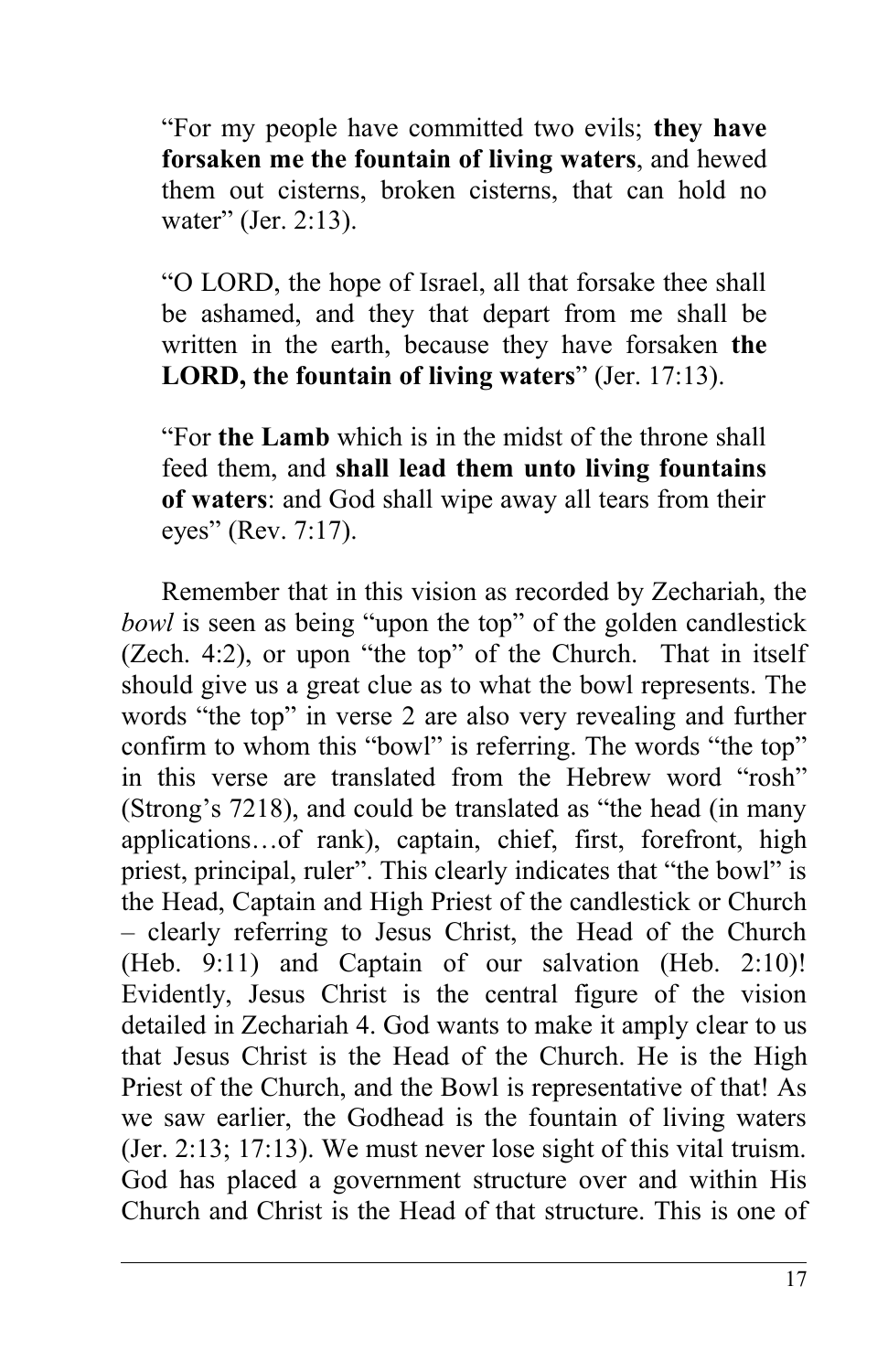> "For my people have committed two evils; **they have forsaken me the fountain of living waters**, and hewed them out cisterns, broken cisterns, that can hold no water" (Jer. 2:13).

> "O LORD, the hope of Israel, all that forsake thee shall be ashamed, and they that depart from me shall be written in the earth, because they have forsaken **the LORD, the fountain of living waters**" (Jer. 17:13).

> "For **the Lamb** which is in the midst of the throne shall feed them, and **shall lead them unto living fountains of waters**: and God shall wipe away all tears from their eyes" (Rev. 7:17).

Remember that in this vision as recorded by Zechariah, the *bowl* is seen as being "upon the top" of the golden candlestick (Zech. 4:2), or upon "the top" of the Church. That in itself should give us a great clue as to what the bowl represents. The words "the top" in verse 2 are also very revealing and further confirm to whom this "bowl" is referring. The words "the top" in this verse are translated from the Hebrew word "rosh" (Strong's 7218), and could be translated as "the head (in many applications…of rank), captain, chief, first, forefront, high priest, principal, ruler". This clearly indicates that "the bowl" is the Head, Captain and High Priest of the candlestick or Church – clearly referring to Jesus Christ, the Head of the Church (Heb. 9:11) and Captain of our salvation (Heb. 2:10)! Evidently, Jesus Christ is the central figure of the vision detailed in Zechariah 4. God wants to make it amply clear to us that Jesus Christ is the Head of the Church. He is the High Priest of the Church, and the Bowl is representative of that! As we saw earlier, the Godhead is the fountain of living waters (Jer. 2:13; 17:13). We must never lose sight of this vital truism. God has placed a government structure over and within His Church and Christ is the Head of that structure. This is one of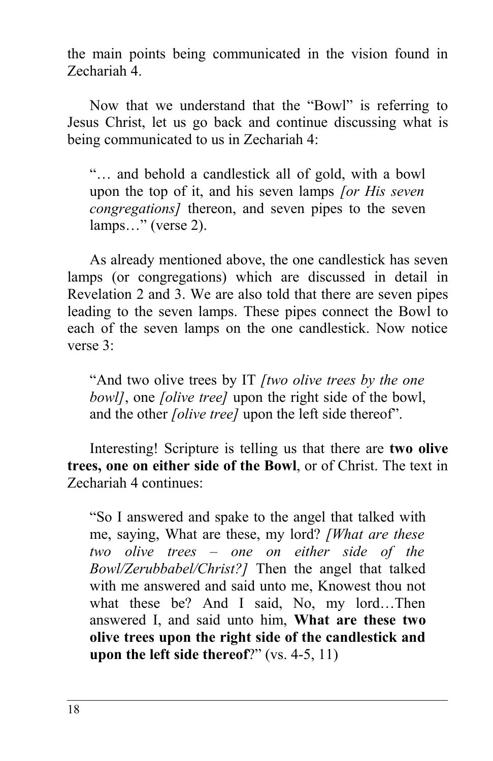the main points being communicated in the vision found in Zechariah 4.

Now that we understand that the "Bowl" is referring to Jesus Christ, let us go back and continue discussing what is being communicated to us in Zechariah 4:

> "… and behold a candlestick all of gold, with a bowl upon the top of it, and his seven lamps *[or His seven congregations]* thereon, and seven pipes to the seven lamps…" (verse 2).

As already mentioned above, the one candlestick has seven lamps (or congregations) which are discussed in detail in Revelation 2 and 3. We are also told that there are seven pipes leading to the seven lamps. These pipes connect the Bowl to each of the seven lamps on the one candlestick. Now notice verse 3:

> "And two olive trees by IT *[two olive trees by the one bowl]*, one *[olive tree]* upon the right side of the bowl, and the other *[olive tree]* upon the left side thereof".

Interesting! Scripture is telling us that there are **two olive trees, one on either side of the Bowl**, or of Christ. The text in Zechariah 4 continues:

> "So I answered and spake to the angel that talked with me, saying, What are these, my lord? *[What are these two olive trees – one on either side of the Bowl/Zerubbabel/Christ?]* Then the angel that talked with me answered and said unto me, Knowest thou not what these be? And I said, No, my lord…Then answered I, and said unto him, **What are these two olive trees upon the right side of the candlestick and upon the left side thereof**?" (vs. 4-5, 11)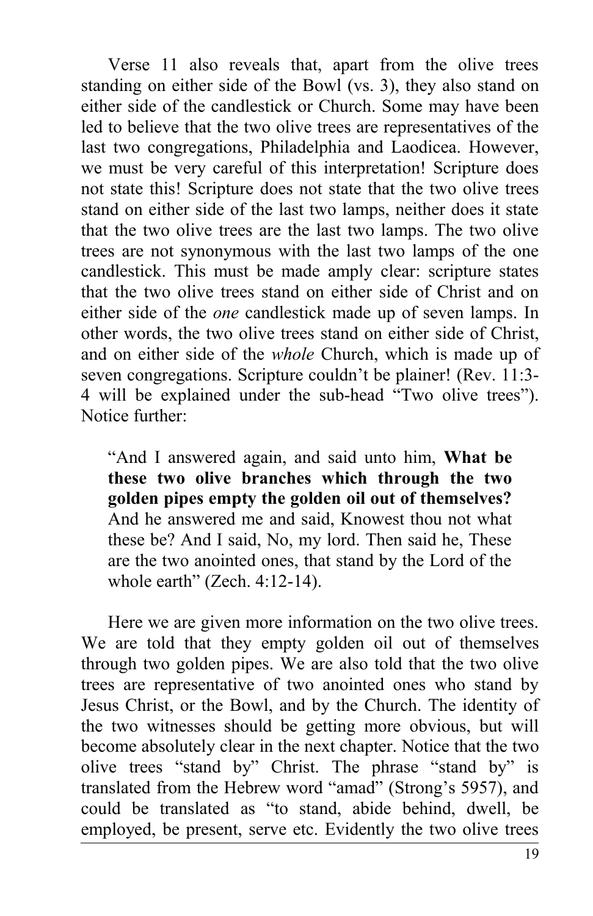Verse 11 also reveals that, apart from the olive trees standing on either side of the Bowl (vs. 3), they also stand on either side of the candlestick or Church. Some may have been led to believe that the two olive trees are representatives of the last two congregations, Philadelphia and Laodicea. However, we must be very careful of this interpretation! Scripture does not state this! Scripture does not state that the two olive trees stand on either side of the last two lamps, neither does it state that the two olive trees are the last two lamps. The two olive trees are not synonymous with the last two lamps of the one candlestick. This must be made amply clear: scripture states that the two olive trees stand on either side of Christ and on either side of the *one* candlestick made up of seven lamps. In other words, the two olive trees stand on either side of Christ, and on either side of the *whole* Church, which is made up of seven congregations. Scripture couldn't be plainer! (Rev. 11:3-4 will be explained under the sub-head "Two olive trees"). Notice further:

> "And I answered again, and said unto him, **What be these two olive branches which through the two golden pipes empty the golden oil out of themselves?** And he answered me and said, Knowest thou not what these be? And I said, No, my lord. Then said he, These are the two anointed ones, that stand by the Lord of the whole earth" (Zech. 4:12-14).

Here we are given more information on the two olive trees. We are told that they empty golden oil out of themselves through two golden pipes. We are also told that the two olive trees are representative of two anointed ones who stand by Jesus Christ, or the Bowl, and by the Church. The identity of the two witnesses should be getting more obvious, but will become absolutely clear in the next chapter. Notice that the two olive trees "stand by" Christ. The phrase "stand by" is translated from the Hebrew word "amad" (Strong's 5957), and could be translated as "to stand, abide behind, dwell, be employed, be present, serve etc. Evidently the two olive trees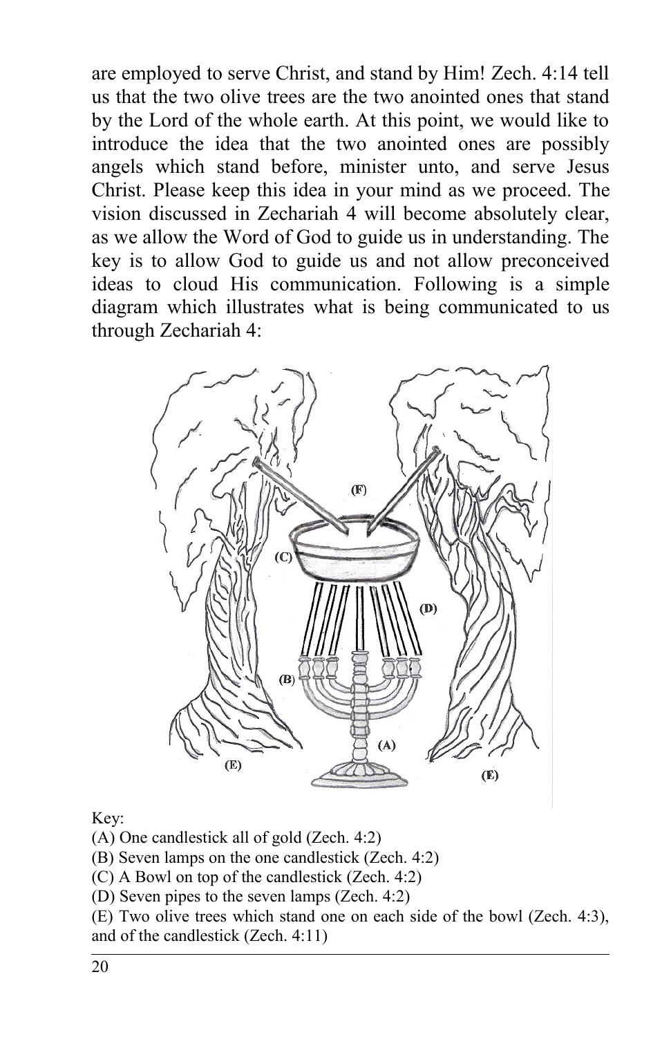are employed to serve Christ, and stand by Him! Zech. 4:14 tell us that the two olive trees are the two anointed ones that stand by the Lord of the whole earth. At this point, we would like to introduce the idea that the two anointed ones are possibly angels which stand before, minister unto, and serve Jesus Christ. Please keep this idea in your mind as we proceed. The vision discussed in Zechariah 4 will become absolutely clear, as we allow the Word of God to guide us in understanding. The key is to allow God to guide us and not allow preconceived ideas to cloud His communication. Following is a simple diagram which illustrates what is being communicated to us through Zechariah 4:

Key:

(A) One candlestick all of gold (Zech. 4:2)

(B) Seven lamps on the one candlestick (Zech. 4:2)

(C) A Bowl on top of the candlestick (Zech. 4:2)

(D) Seven pipes to the seven lamps (Zech. 4:2)

(E) Two olive trees which stand one on each side of the bowl (Zech. 4:3), and of the candlestick (Zech. 4:11)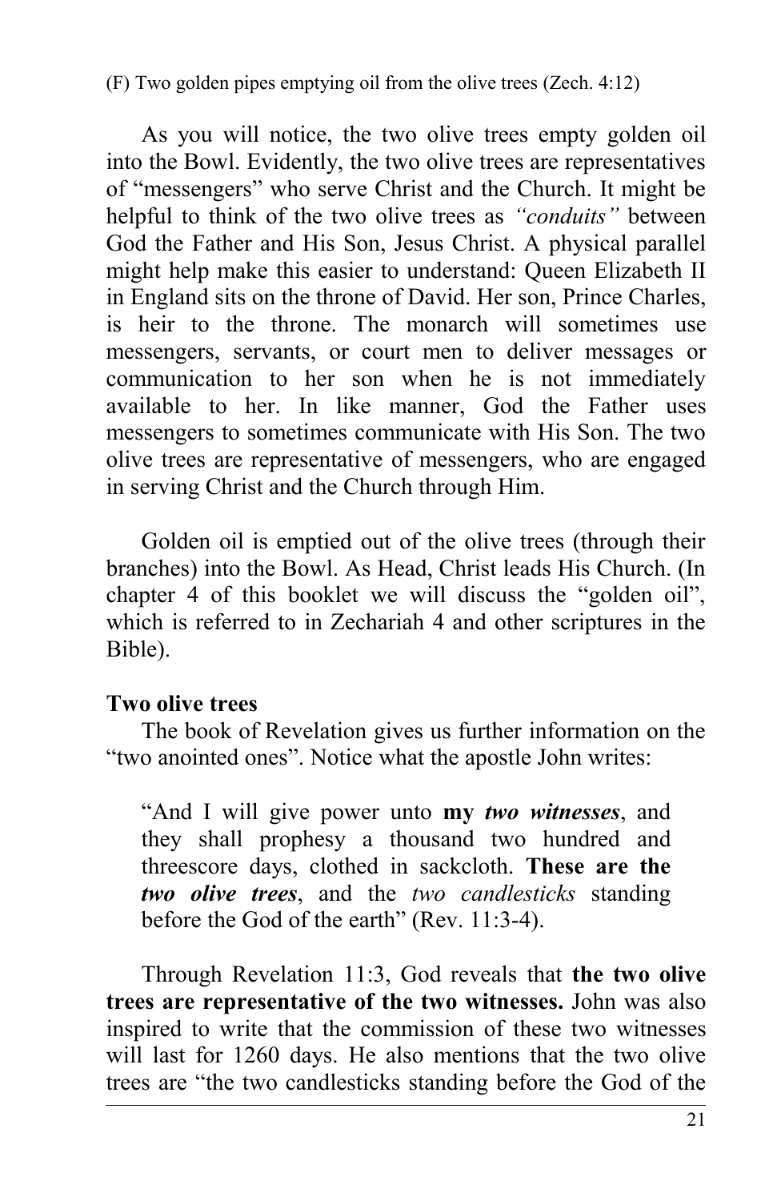(F) Two golden pipes emptying oil from the olive trees (Zech. 4:12)

As you will notice, the two olive trees empty golden oil into the Bowl. Evidently, the two olive trees are representatives of "messengers" who serve Christ and the Church. It might be helpful to think of the two olive trees as *"conduits"* between God the Father and His Son, Jesus Christ. A physical parallel might help make this easier to understand: Queen Elizabeth II in England sits on the throne of David. Her son, Prince Charles, is heir to the throne. The monarch will sometimes use messengers, servants, or court men to deliver messages or communication to her son when he is not immediately available to her. In like manner, God the Father uses messengers to sometimes communicate with His Son. The two olive trees are representative of messengers, who are engaged in serving Christ and the Church through Him.

Golden oil is emptied out of the olive trees (through their branches) into the Bowl. As Head, Christ leads His Church. (In chapter 4 of this booklet we will discuss the "golden oil", which is referred to in Zechariah 4 and other scriptures in the Bible).

**Two olive trees**

The book of Revelation gives us further information on the "two anointed ones". Notice what the apostle John writes:

> "And I will give power unto **my** ***two witnesses***, and they shall prophesy a thousand two hundred and threescore days, clothed in sackcloth. **These are the** ***two olive trees***, and the *two candlesticks* standing before the God of the earth" (Rev. 11:3-4).

Through Revelation 11:3, God reveals that **the two olive trees are representative of the two witnesses.** John was also inspired to write that the commission of these two witnesses will last for 1260 days. He also mentions that the two olive trees are "the two candlesticks standing before the God of the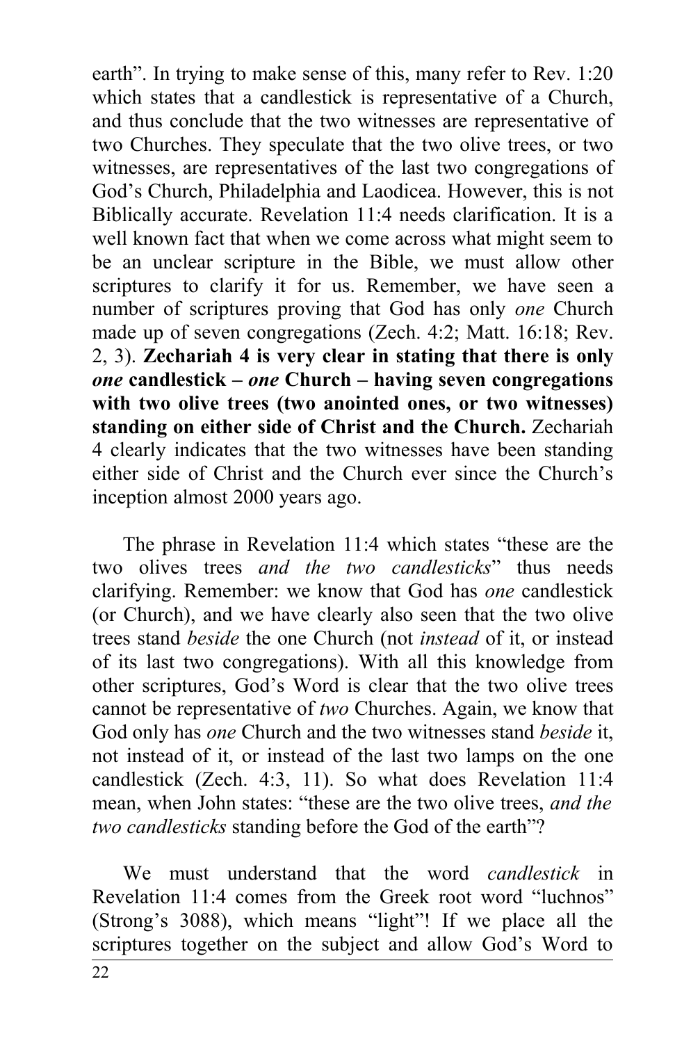earth". In trying to make sense of this, many refer to Rev. 1:20 which states that a candlestick is representative of a Church, and thus conclude that the two witnesses are representative of two Churches. They speculate that the two olive trees, or two witnesses, are representatives of the last two congregations of God's Church, Philadelphia and Laodicea. However, this is not Biblically accurate. Revelation 11:4 needs clarification. It is a well known fact that when we come across what might seem to be an unclear scripture in the Bible, we must allow other scriptures to clarify it for us. Remember, we have seen a number of scriptures proving that God has only *one* Church made up of seven congregations (Zech. 4:2; Matt. 16:18; Rev. 2, 3). **Zechariah 4 is very clear in stating that there is only *one* candlestick – *one* Church – having seven congregations with two olive trees (two anointed ones, or two witnesses) standing on either side of Christ and the Church.** Zechariah 4 clearly indicates that the two witnesses have been standing either side of Christ and the Church ever since the Church's inception almost 2000 years ago.

The phrase in Revelation 11:4 which states "these are the two olives trees *and the two candlesticks*" thus needs clarifying. Remember: we know that God has *one* candlestick (or Church), and we have clearly also seen that the two olive trees stand *beside* the one Church (not *instead* of it, or instead of its last two congregations). With all this knowledge from other scriptures, God's Word is clear that the two olive trees cannot be representative of *two* Churches. Again, we know that God only has *one* Church and the two witnesses stand *beside* it, not instead of it, or instead of the last two lamps on the one candlestick (Zech. 4:3, 11). So what does Revelation 11:4 mean, when John states: "these are the two olive trees, *and the two candlesticks* standing before the God of the earth"?

We must understand that the word *candlestick* in Revelation 11:4 comes from the Greek root word "luchnos" (Strong's 3088), which means "light"! If we place all the scriptures together on the subject and allow God's Word to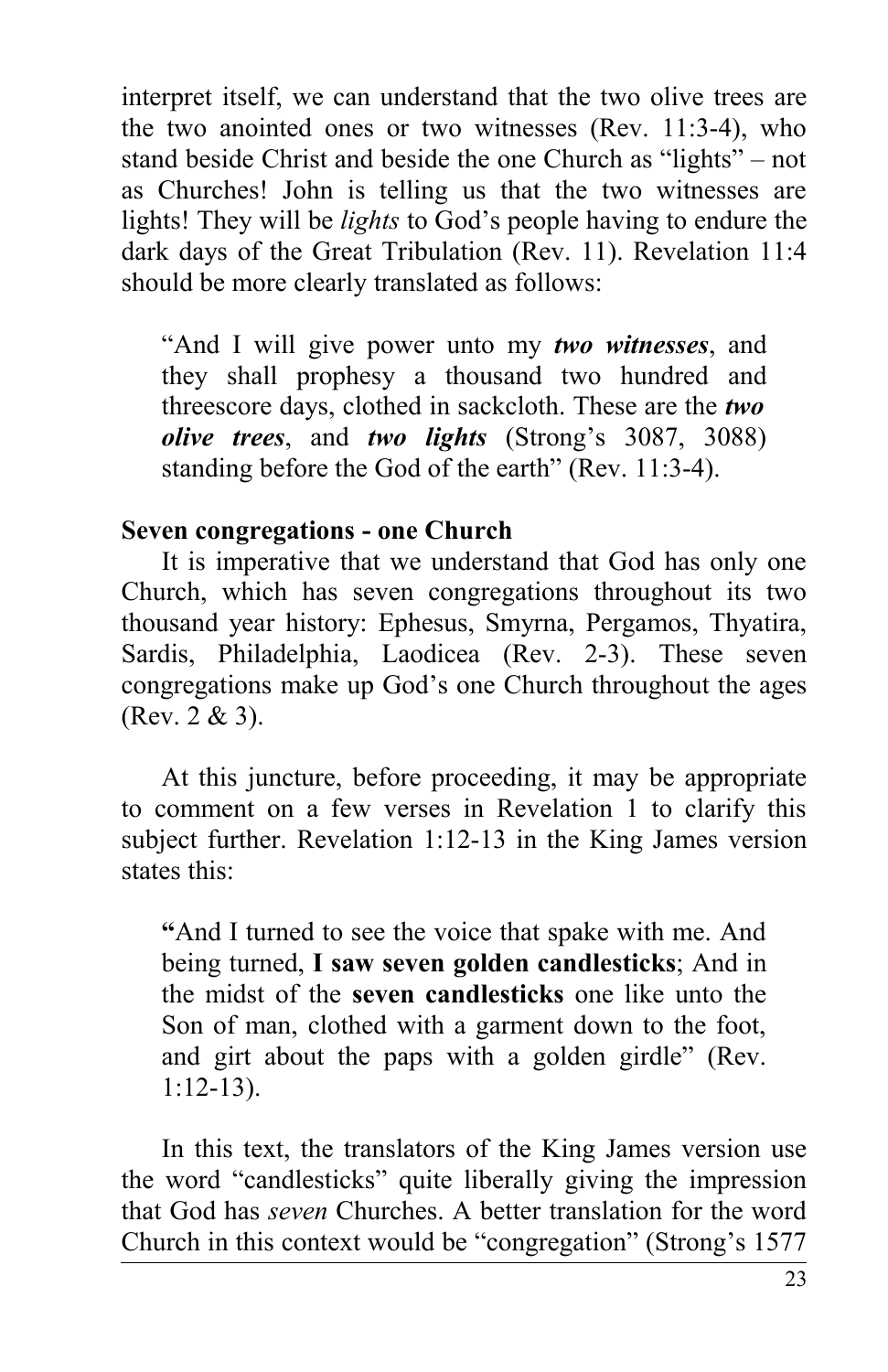interpret itself, we can understand that the two olive trees are the two anointed ones or two witnesses (Rev. 11:3-4), who stand beside Christ and beside the one Church as "lights" – not as Churches! John is telling us that the two witnesses are lights! They will be *lights* to God's people having to endure the dark days of the Great Tribulation (Rev. 11). Revelation 11:4 should be more clearly translated as follows:

> "And I will give power unto my ***two witnesses***, and they shall prophesy a thousand two hundred and threescore days, clothed in sackcloth. These are the ***two olive trees***, and ***two lights*** (Strong's 3087, 3088) standing before the God of the earth" (Rev. 11:3-4).

**Seven congregations - one Church**

It is imperative that we understand that God has only one Church, which has seven congregations throughout its two thousand year history: Ephesus, Smyrna, Pergamos, Thyatira, Sardis, Philadelphia, Laodicea (Rev. 2-3). These seven congregations make up God's one Church throughout the ages (Rev. 2 & 3).

At this juncture, before proceeding, it may be appropriate to comment on a few verses in Revelation 1 to clarify this subject further. Revelation 1:12-13 in the King James version states this:

> **"**And I turned to see the voice that spake with me. And being turned, **I saw seven golden candlesticks**; And in the midst of the **seven candlesticks** one like unto the Son of man, clothed with a garment down to the foot, and girt about the paps with a golden girdle" (Rev. 1:12-13).

In this text, the translators of the King James version use the word "candlesticks" quite liberally giving the impression that God has *seven* Churches. A better translation for the word Church in this context would be "congregation" (Strong's 1577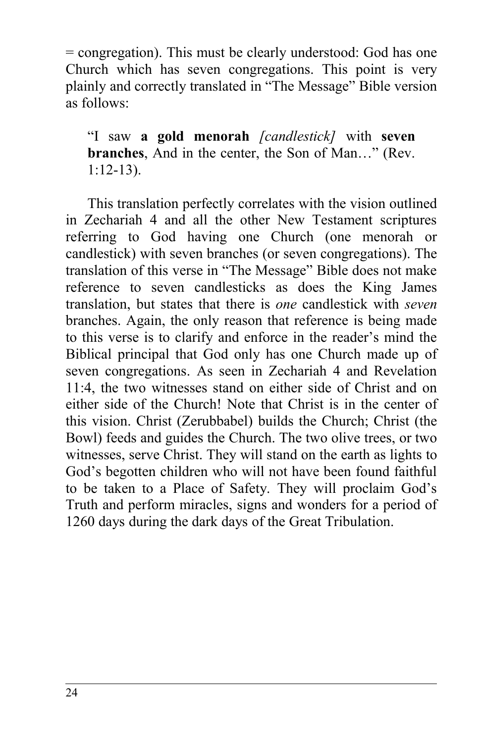= congregation). This must be clearly understood: God has one Church which has seven congregations. This point is very plainly and correctly translated in “The Message” Bible version as follows:

> “I saw **a gold menorah** *[candlestick]* with **seven branches**, And in the center, the Son of Man…” (Rev. 1:12-13).

This translation perfectly correlates with the vision outlined in Zechariah 4 and all the other New Testament scriptures referring to God having one Church (one menorah or candlestick) with seven branches (or seven congregations). The translation of this verse in “The Message” Bible does not make reference to seven candlesticks as does the King James translation, but states that there is *one* candlestick with *seven* branches. Again, the only reason that reference is being made to this verse is to clarify and enforce in the reader’s mind the Biblical principal that God only has one Church made up of seven congregations. As seen in Zechariah 4 and Revelation 11:4, the two witnesses stand on either side of Christ and on either side of the Church! Note that Christ is in the center of this vision. Christ (Zerubbabel) builds the Church; Christ (the Bowl) feeds and guides the Church. The two olive trees, or two witnesses, serve Christ. They will stand on the earth as lights to God’s begotten children who will not have been found faithful to be taken to a Place of Safety. They will proclaim God’s Truth and perform miracles, signs and wonders for a period of 1260 days during the dark days of the Great Tribulation.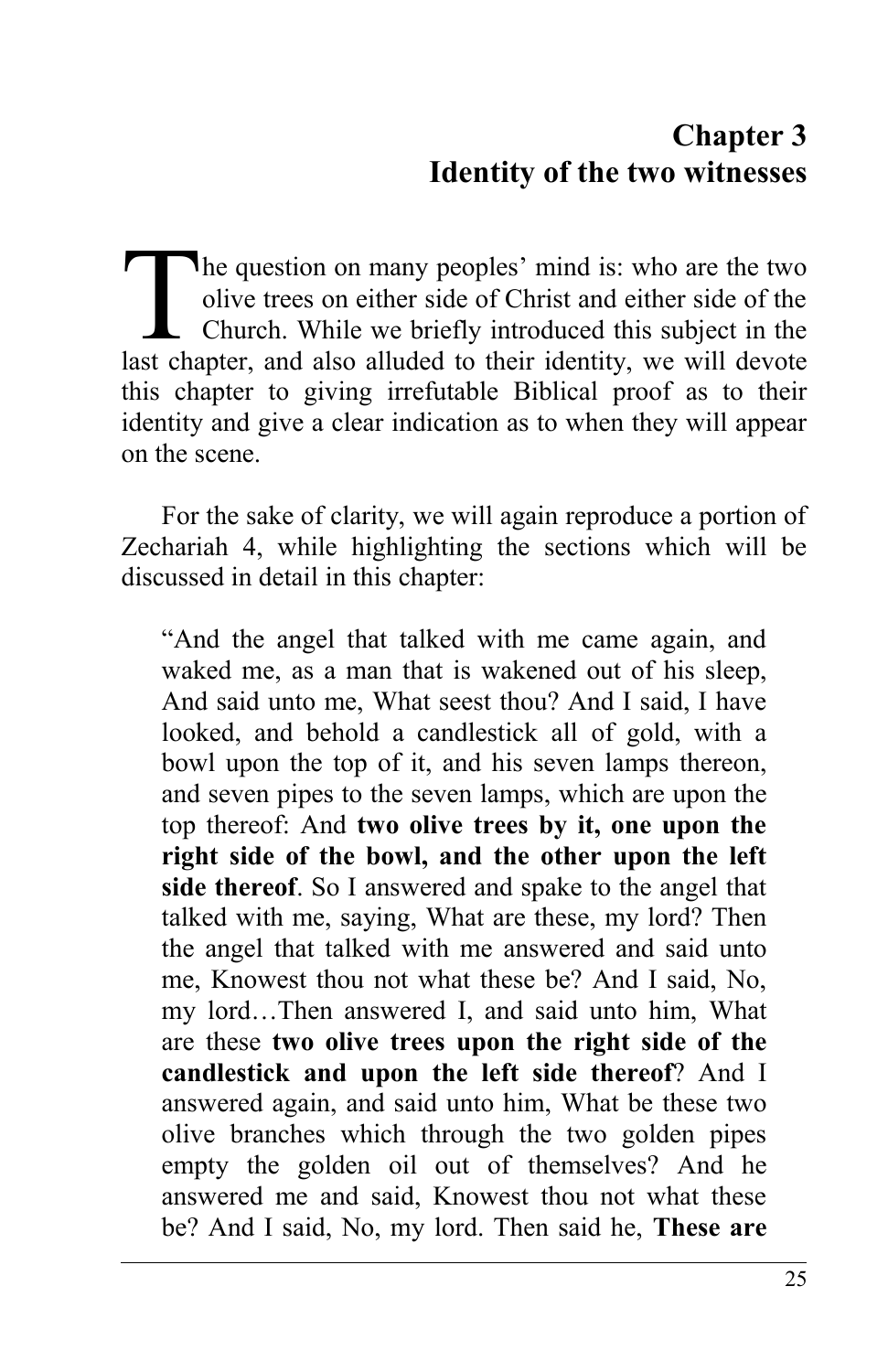# Chapter 3
# Identity of the two witnesses

The question on many peoples' mind is: who are the two olive trees on either side of Christ and either side of the Church. While we briefly introduced this subject in the last chapter, and also alluded to their identity, we will devote this chapter to giving irrefutable Biblical proof as to their identity and give a clear indication as to when they will appear on the scene.

For the sake of clarity, we will again reproduce a portion of Zechariah 4, while highlighting the sections which will be discussed in detail in this chapter:

> "And the angel that talked with me came again, and waked me, as a man that is wakened out of his sleep, And said unto me, What seest thou? And I said, I have looked, and behold a candlestick all of gold, with a bowl upon the top of it, and his seven lamps thereon, and seven pipes to the seven lamps, which are upon the top thereof: And **two olive trees by it, one upon the right side of the bowl, and the other upon the left side thereof**. So I answered and spake to the angel that talked with me, saying, What are these, my lord? Then the angel that talked with me answered and said unto me, Knowest thou not what these be? And I said, No, my lord…Then answered I, and said unto him, What are these **two olive trees upon the right side of the candlestick and upon the left side thereof**? And I answered again, and said unto him, What be these two olive branches which through the two golden pipes empty the golden oil out of themselves? And he answered me and said, Knowest thou not what these be? And I said, No, my lord. Then said he, **These are**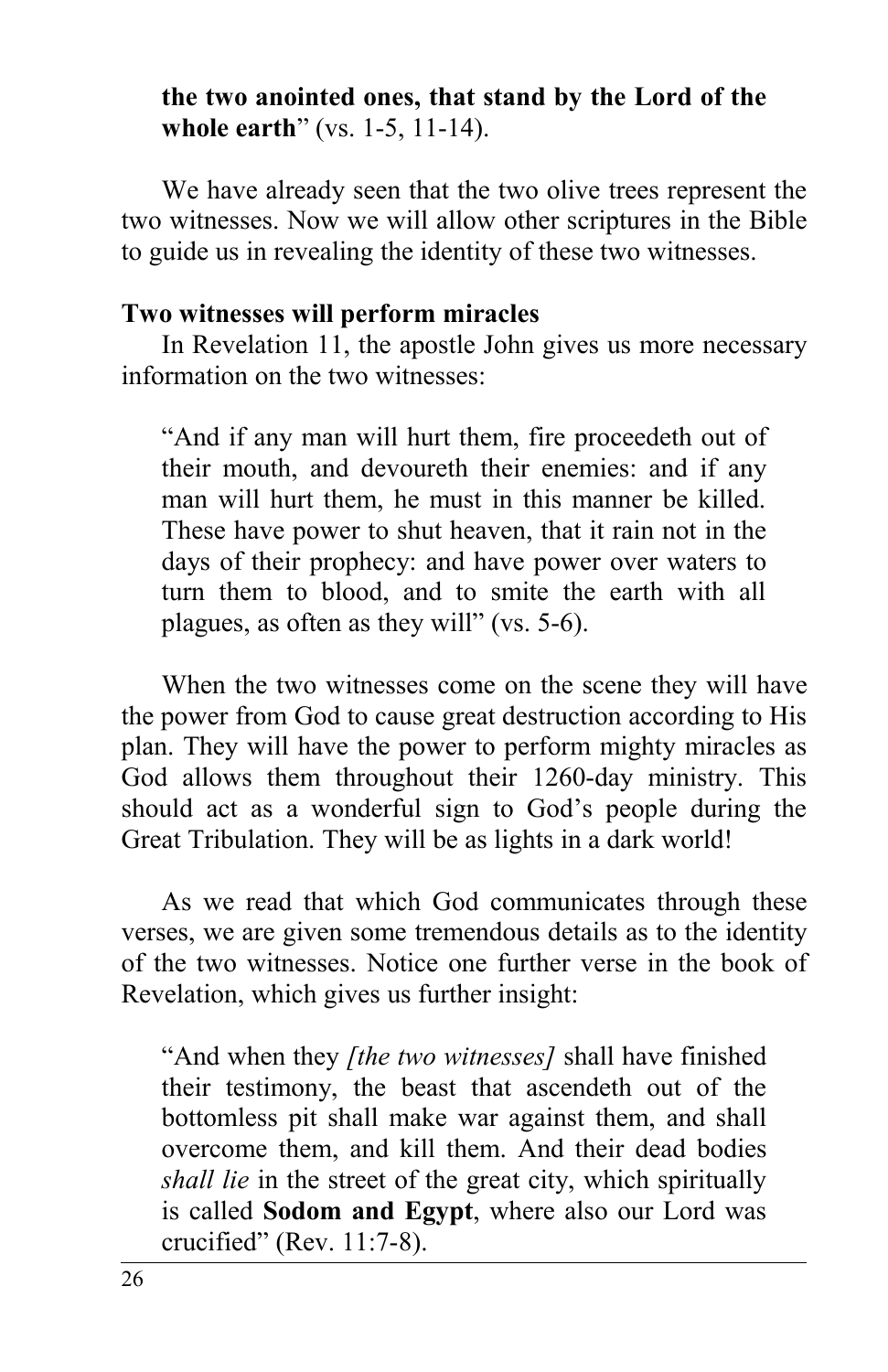> **the two anointed ones, that stand by the Lord of the whole earth**" (vs. 1-5, 11-14).

We have already seen that the two olive trees represent the two witnesses. Now we will allow other scriptures in the Bible to guide us in revealing the identity of these two witnesses.

**Two witnesses will perform miracles**

In Revelation 11, the apostle John gives us more necessary information on the two witnesses:

> "And if any man will hurt them, fire proceedeth out of their mouth, and devoureth their enemies: and if any man will hurt them, he must in this manner be killed. These have power to shut heaven, that it rain not in the days of their prophecy: and have power over waters to turn them to blood, and to smite the earth with all plagues, as often as they will" (vs. 5-6).

When the two witnesses come on the scene they will have the power from God to cause great destruction according to His plan. They will have the power to perform mighty miracles as God allows them throughout their 1260-day ministry. This should act as a wonderful sign to God's people during the Great Tribulation. They will be as lights in a dark world!

As we read that which God communicates through these verses, we are given some tremendous details as to the identity of the two witnesses. Notice one further verse in the book of Revelation, which gives us further insight:

> "And when they *[the two witnesses]* shall have finished their testimony, the beast that ascendeth out of the bottomless pit shall make war against them, and shall overcome them, and kill them. And their dead bodies *shall lie* in the street of the great city, which spiritually is called **Sodom and Egypt**, where also our Lord was crucified" (Rev. 11:7-8).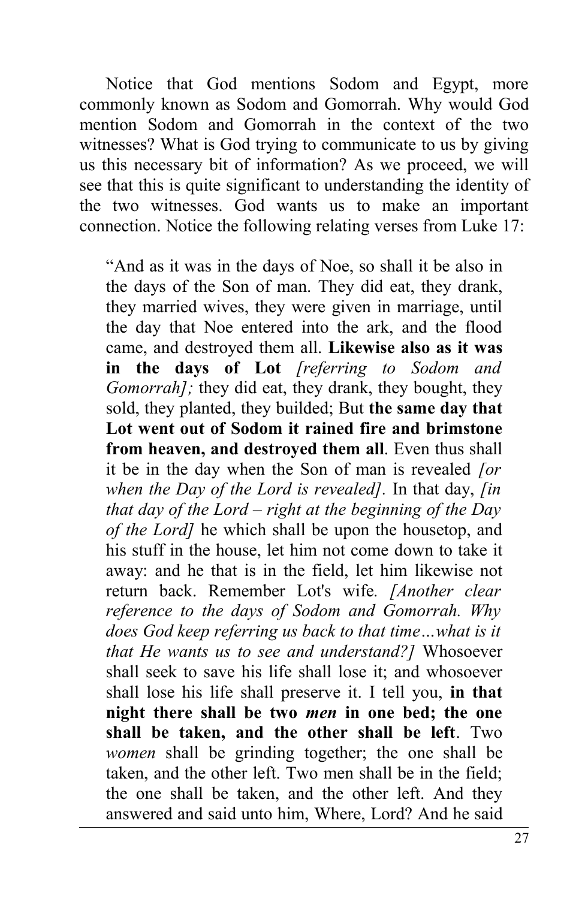Notice that God mentions Sodom and Egypt, more commonly known as Sodom and Gomorrah. Why would God mention Sodom and Gomorrah in the context of the two witnesses? What is God trying to communicate to us by giving us this necessary bit of information? As we proceed, we will see that this is quite significant to understanding the identity of the two witnesses. God wants us to make an important connection. Notice the following relating verses from Luke 17:

> "And as it was in the days of Noe, so shall it be also in the days of the Son of man. They did eat, they drank, they married wives, they were given in marriage, until the day that Noe entered into the ark, and the flood came, and destroyed them all. **Likewise also as it was in the days of Lot** *[referring to Sodom and Gomorrah];* they did eat, they drank, they bought, they sold, they planted, they builded; But **the same day that Lot went out of Sodom it rained fire and brimstone from heaven, and destroyed them all**. Even thus shall it be in the day when the Son of man is revealed *[or when the Day of the Lord is revealed]*. In that day, *[in that day of the Lord – right at the beginning of the Day of the Lord]* he which shall be upon the housetop, and his stuff in the house, let him not come down to take it away: and he that is in the field, let him likewise not return back. Remember Lot's wife. *[Another clear reference to the days of Sodom and Gomorrah. Why does God keep referring us back to that time…what is it that He wants us to see and understand?]* Whosoever shall seek to save his life shall lose it; and whosoever shall lose his life shall preserve it. I tell you, **in that night there shall be two *men* in one bed; the one shall be taken, and the other shall be left**. Two *women* shall be grinding together; the one shall be taken, and the other left. Two men shall be in the field; the one shall be taken, and the other left. And they answered and said unto him, Where, Lord? And he said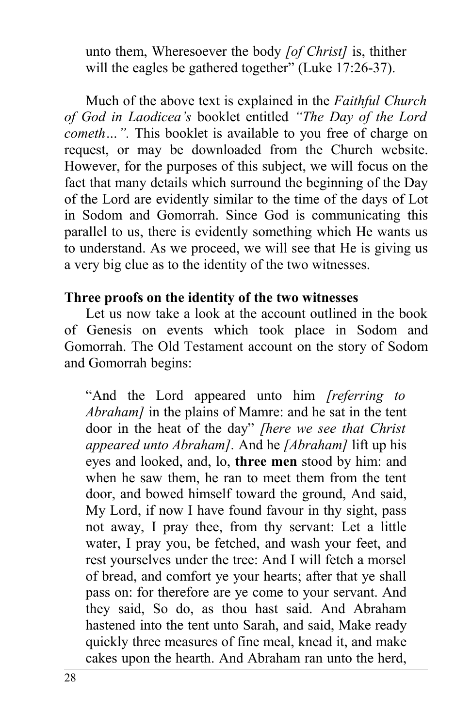> unto them, Wheresoever the body *[of Christ]* is, thither will the eagles be gathered together" (Luke 17:26-37).

Much of the above text is explained in the *Faithful Church of God in Laodicea's* booklet entitled *"The Day of the Lord cometh…"*. This booklet is available to you free of charge on request, or may be downloaded from the Church website. However, for the purposes of this subject, we will focus on the fact that many details which surround the beginning of the Day of the Lord are evidently similar to the time of the days of Lot in Sodom and Gomorrah. Since God is communicating this parallel to us, there is evidently something which He wants us to understand. As we proceed, we will see that He is giving us a very big clue as to the identity of the two witnesses.

**Three proofs on the identity of the two witnesses**

Let us now take a look at the account outlined in the book of Genesis on events which took place in Sodom and Gomorrah. The Old Testament account on the story of Sodom and Gomorrah begins:

> "And the Lord appeared unto him *[referring to Abraham]* in the plains of Mamre: and he sat in the tent door in the heat of the day" *[here we see that Christ appeared unto Abraham]*. And he *[Abraham]* lift up his eyes and looked, and, lo, **three men** stood by him: and when he saw them, he ran to meet them from the tent door, and bowed himself toward the ground, And said, My Lord, if now I have found favour in thy sight, pass not away, I pray thee, from thy servant: Let a little water, I pray you, be fetched, and wash your feet, and rest yourselves under the tree: And I will fetch a morsel of bread, and comfort ye your hearts; after that ye shall pass on: for therefore are ye come to your servant. And they said, So do, as thou hast said. And Abraham hastened into the tent unto Sarah, and said, Make ready quickly three measures of fine meal, knead it, and make cakes upon the hearth. And Abraham ran unto the herd,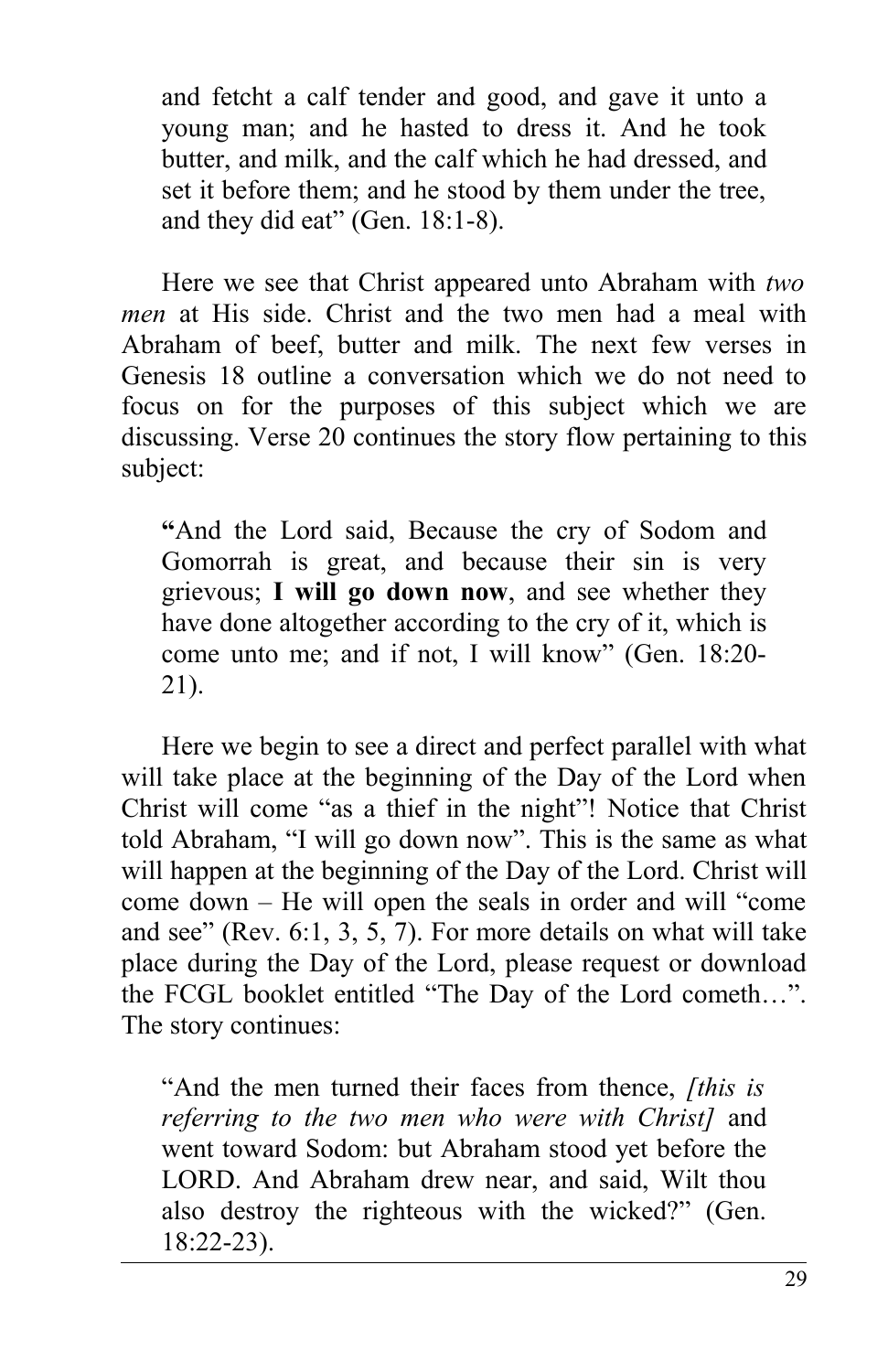> and fetcht a calf tender and good, and gave it unto a young man; and he hasted to dress it. And he took butter, and milk, and the calf which he had dressed, and set it before them; and he stood by them under the tree, and they did eat" (Gen. 18:1-8).

Here we see that Christ appeared unto Abraham with *two men* at His side. Christ and the two men had a meal with Abraham of beef, butter and milk. The next few verses in Genesis 18 outline a conversation which we do not need to focus on for the purposes of this subject which we are discussing. Verse 20 continues the story flow pertaining to this subject:

> **"**And the Lord said, Because the cry of Sodom and Gomorrah is great, and because their sin is very grievous; **I will go down now**, and see whether they have done altogether according to the cry of it, which is come unto me; and if not, I will know" (Gen. 18:20-21).

Here we begin to see a direct and perfect parallel with what will take place at the beginning of the Day of the Lord when Christ will come "as a thief in the night"! Notice that Christ told Abraham, "I will go down now". This is the same as what will happen at the beginning of the Day of the Lord. Christ will come down – He will open the seals in order and will "come and see" (Rev. 6:1, 3, 5, 7). For more details on what will take place during the Day of the Lord, please request or download the FCGL booklet entitled "The Day of the Lord cometh…". The story continues:

> "And the men turned their faces from thence, *[this is referring to the two men who were with Christ]* and went toward Sodom: but Abraham stood yet before the LORD. And Abraham drew near, and said, Wilt thou also destroy the righteous with the wicked?" (Gen. 18:22-23).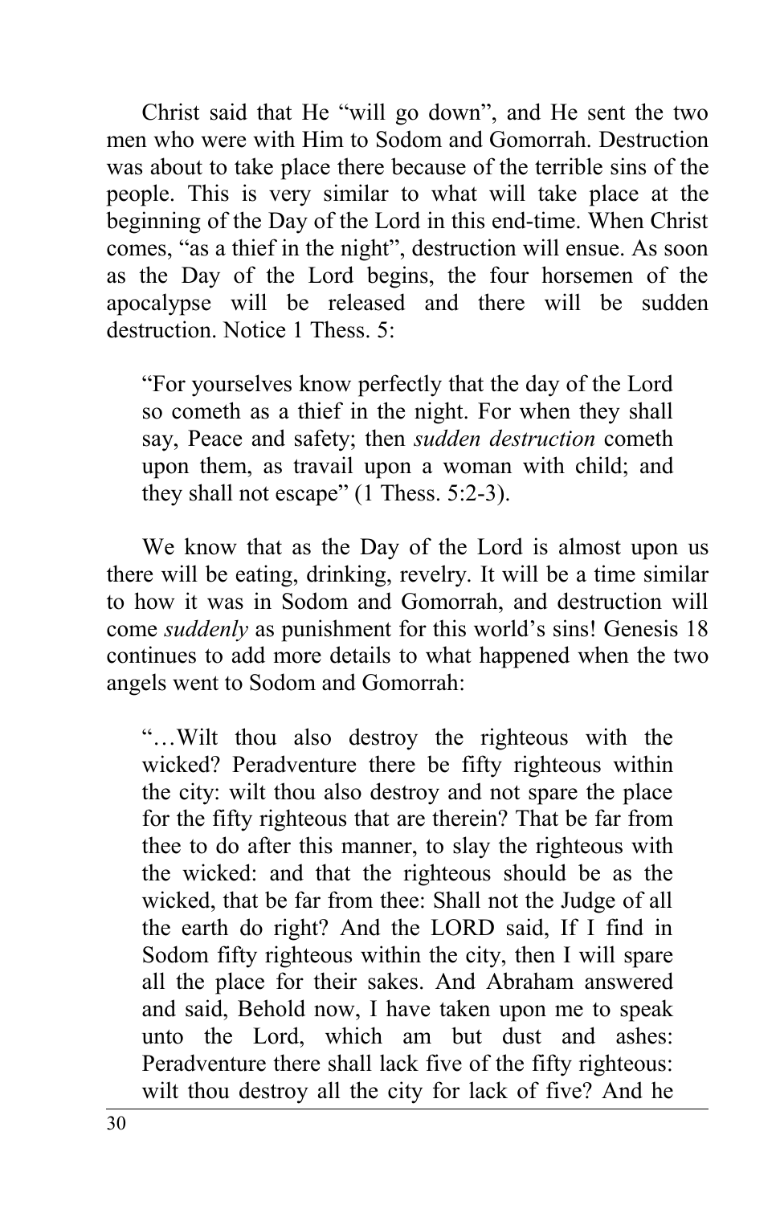Christ said that He "will go down", and He sent the two men who were with Him to Sodom and Gomorrah. Destruction was about to take place there because of the terrible sins of the people. This is very similar to what will take place at the beginning of the Day of the Lord in this end-time. When Christ comes, "as a thief in the night", destruction will ensue. As soon as the Day of the Lord begins, the four horsemen of the apocalypse will be released and there will be sudden destruction. Notice 1 Thess. 5:

> "For yourselves know perfectly that the day of the Lord so cometh as a thief in the night. For when they shall say, Peace and safety; then *sudden destruction* cometh upon them, as travail upon a woman with child; and they shall not escape" (1 Thess. 5:2-3).

We know that as the Day of the Lord is almost upon us there will be eating, drinking, revelry. It will be a time similar to how it was in Sodom and Gomorrah, and destruction will come *suddenly* as punishment for this world's sins! Genesis 18 continues to add more details to what happened when the two angels went to Sodom and Gomorrah:

> "…Wilt thou also destroy the righteous with the wicked? Peradventure there be fifty righteous within the city: wilt thou also destroy and not spare the place for the fifty righteous that are therein? That be far from thee to do after this manner, to slay the righteous with the wicked: and that the righteous should be as the wicked, that be far from thee: Shall not the Judge of all the earth do right? And the LORD said, If I find in Sodom fifty righteous within the city, then I will spare all the place for their sakes. And Abraham answered and said, Behold now, I have taken upon me to speak unto the Lord, which am but dust and ashes: Peradventure there shall lack five of the fifty righteous: wilt thou destroy all the city for lack of five? And he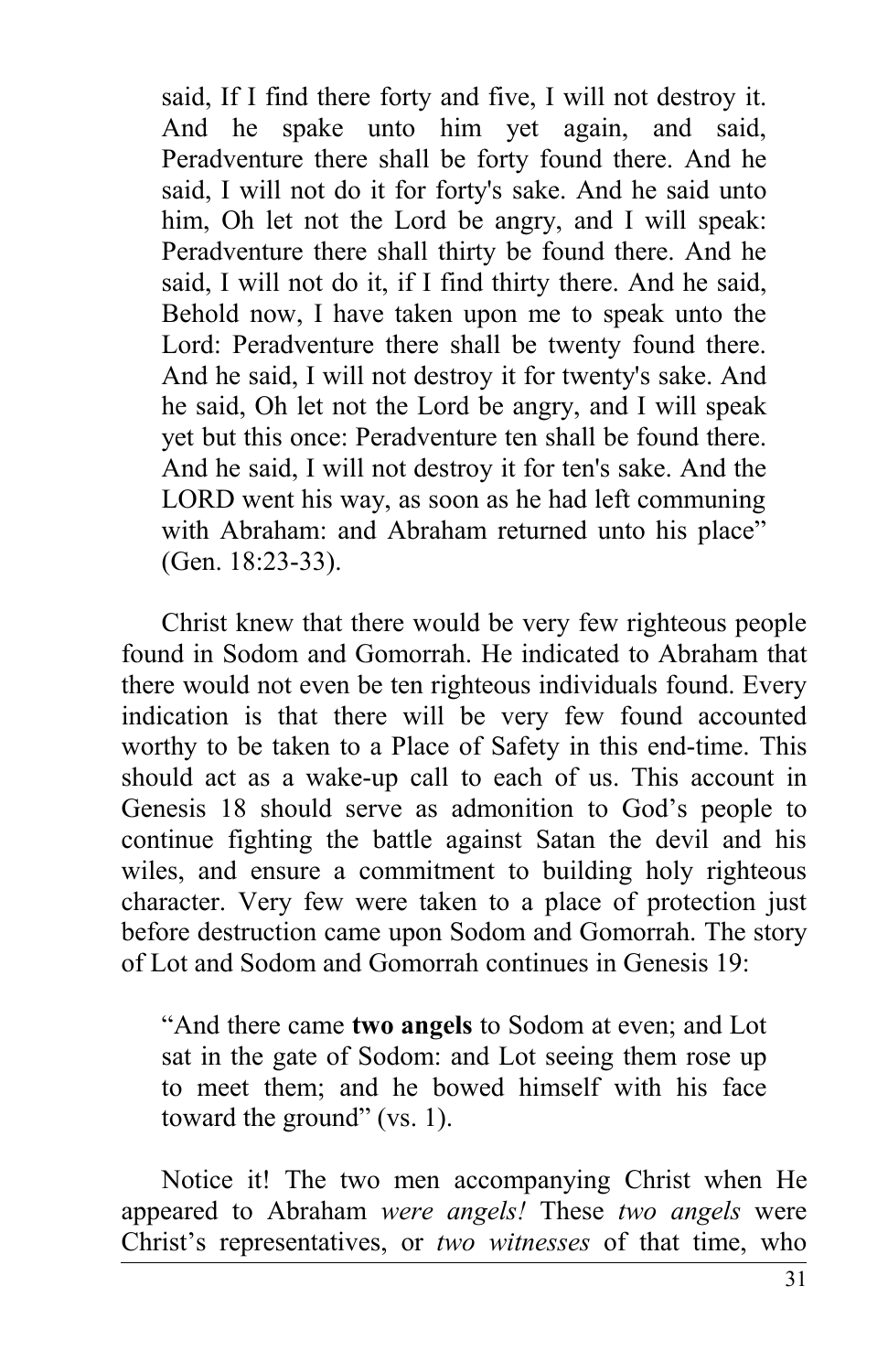> said, If I find there forty and five, I will not destroy it. And he spake unto him yet again, and said, Peradventure there shall be forty found there. And he said, I will not do it for forty's sake. And he said unto him, Oh let not the Lord be angry, and I will speak: Peradventure there shall thirty be found there. And he said, I will not do it, if I find thirty there. And he said, Behold now, I have taken upon me to speak unto the Lord: Peradventure there shall be twenty found there. And he said, I will not destroy it for twenty's sake. And he said, Oh let not the Lord be angry, and I will speak yet but this once: Peradventure ten shall be found there. And he said, I will not destroy it for ten's sake. And the LORD went his way, as soon as he had left communing with Abraham: and Abraham returned unto his place" (Gen. 18:23-33).

Christ knew that there would be very few righteous people found in Sodom and Gomorrah. He indicated to Abraham that there would not even be ten righteous individuals found. Every indication is that there will be very few found accounted worthy to be taken to a Place of Safety in this end-time. This should act as a wake-up call to each of us. This account in Genesis 18 should serve as admonition to God's people to continue fighting the battle against Satan the devil and his wiles, and ensure a commitment to building holy righteous character. Very few were taken to a place of protection just before destruction came upon Sodom and Gomorrah. The story of Lot and Sodom and Gomorrah continues in Genesis 19:

> "And there came **two angels** to Sodom at even; and Lot sat in the gate of Sodom: and Lot seeing them rose up to meet them; and he bowed himself with his face toward the ground" (vs. 1).

Notice it! The two men accompanying Christ when He appeared to Abraham *were angels!* These *two angels* were Christ's representatives, or *two witnesses* of that time, who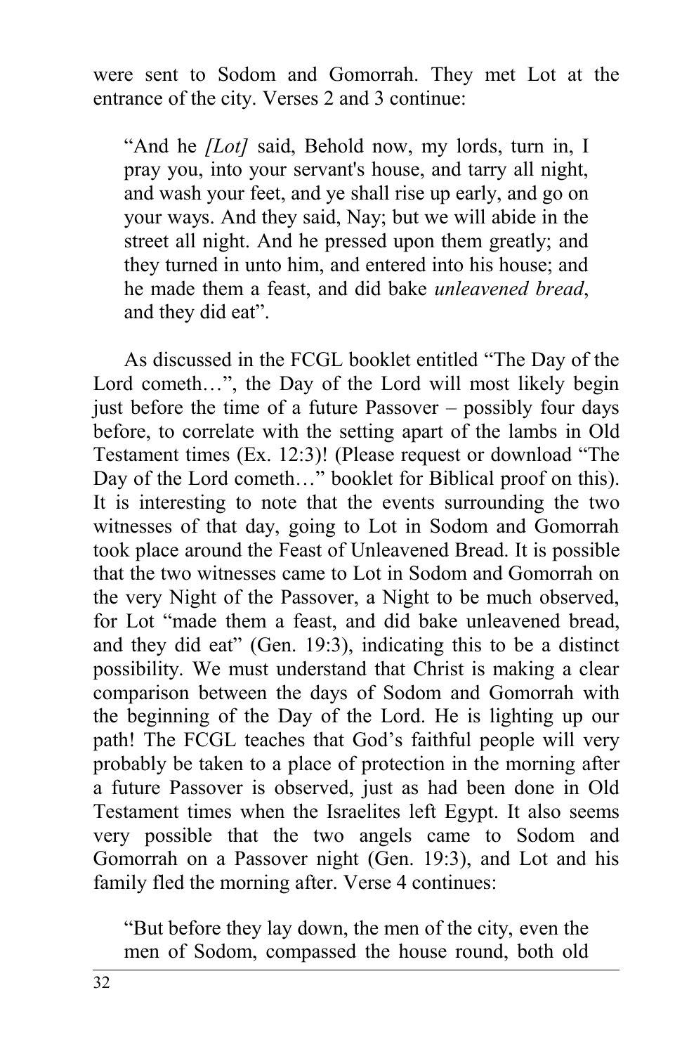were sent to Sodom and Gomorrah. They met Lot at the entrance of the city. Verses 2 and 3 continue:

> "And he *[Lot]* said, Behold now, my lords, turn in, I pray you, into your servant's house, and tarry all night, and wash your feet, and ye shall rise up early, and go on your ways. And they said, Nay; but we will abide in the street all night. And he pressed upon them greatly; and they turned in unto him, and entered into his house; and he made them a feast, and did bake *unleavened bread*, and they did eat".

As discussed in the FCGL booklet entitled "The Day of the Lord cometh…", the Day of the Lord will most likely begin just before the time of a future Passover – possibly four days before, to correlate with the setting apart of the lambs in Old Testament times (Ex. 12:3)! (Please request or download "The Day of the Lord cometh…" booklet for Biblical proof on this). It is interesting to note that the events surrounding the two witnesses of that day, going to Lot in Sodom and Gomorrah took place around the Feast of Unleavened Bread. It is possible that the two witnesses came to Lot in Sodom and Gomorrah on the very Night of the Passover, a Night to be much observed, for Lot "made them a feast, and did bake unleavened bread, and they did eat" (Gen. 19:3), indicating this to be a distinct possibility. We must understand that Christ is making a clear comparison between the days of Sodom and Gomorrah with the beginning of the Day of the Lord. He is lighting up our path! The FCGL teaches that God's faithful people will very probably be taken to a place of protection in the morning after a future Passover is observed, just as had been done in Old Testament times when the Israelites left Egypt. It also seems very possible that the two angels came to Sodom and Gomorrah on a Passover night (Gen. 19:3), and Lot and his family fled the morning after. Verse 4 continues:

> "But before they lay down, the men of the city, even the men of Sodom, compassed the house round, both old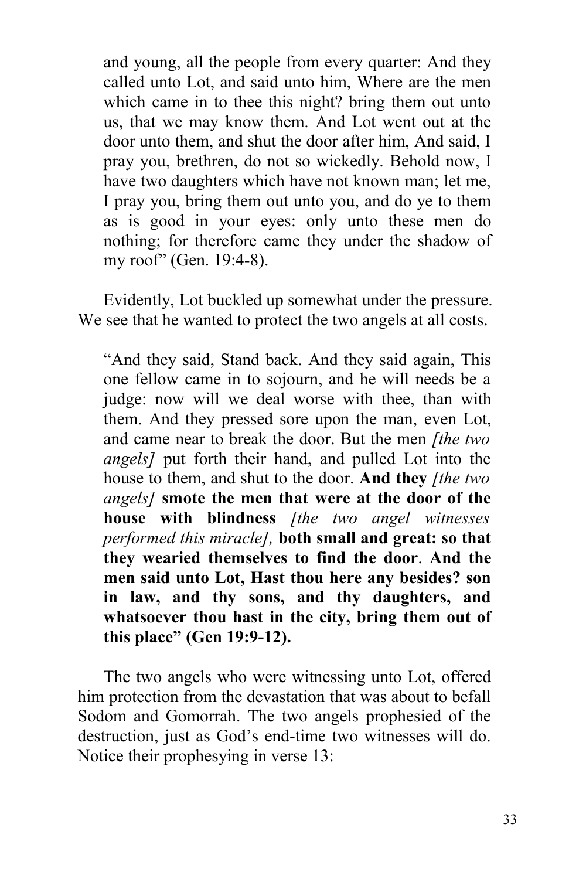> and young, all the people from every quarter: And they called unto Lot, and said unto him, Where are the men which came in to thee this night? bring them out unto us, that we may know them. And Lot went out at the door unto them, and shut the door after him, And said, I pray you, brethren, do not so wickedly. Behold now, I have two daughters which have not known man; let me, I pray you, bring them out unto you, and do ye to them as is good in your eyes: only unto these men do nothing; for therefore came they under the shadow of my roof" (Gen. 19:4-8).

Evidently, Lot buckled up somewhat under the pressure. We see that he wanted to protect the two angels at all costs.

> "And they said, Stand back. And they said again, This one fellow came in to sojourn, and he will needs be a judge: now will we deal worse with thee, than with them. And they pressed sore upon the man, even Lot, and came near to break the door. But the men *[the two angels]* put forth their hand, and pulled Lot into the house to them, and shut to the door. **And they** *[the two angels]* **smote the men that were at the door of the house with blindness** *[the two angel witnesses performed this miracle],* **both small and great: so that they wearied themselves to find the door**. **And the men said unto Lot, Hast thou here any besides? son in law, and thy sons, and thy daughters, and whatsoever thou hast in the city, bring them out of this place" (Gen 19:9-12).**

The two angels who were witnessing unto Lot, offered him protection from the devastation that was about to befall Sodom and Gomorrah. The two angels prophesied of the destruction, just as God's end-time two witnesses will do. Notice their prophesying in verse 13: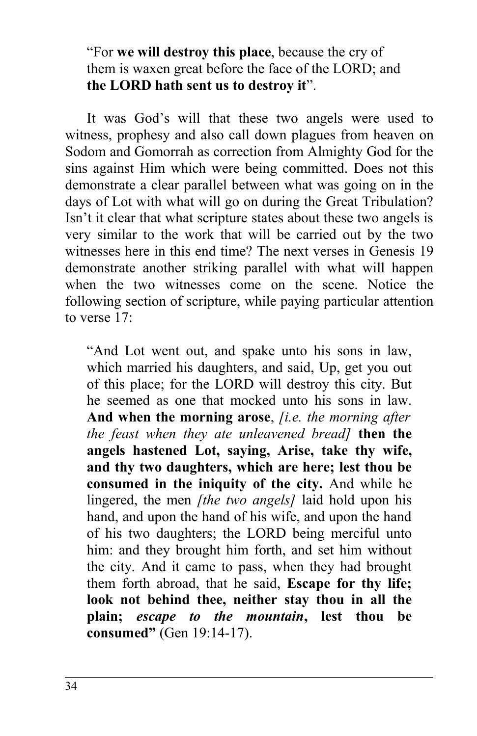> "For **we will destroy this place**, because the cry of them is waxen great before the face of the LORD; and **the LORD hath sent us to destroy it**".

It was God's will that these two angels were used to witness, prophesy and also call down plagues from heaven on Sodom and Gomorrah as correction from Almighty God for the sins against Him which were being committed. Does not this demonstrate a clear parallel between what was going on in the days of Lot with what will go on during the Great Tribulation? Isn't it clear that what scripture states about these two angels is very similar to the work that will be carried out by the two witnesses here in this end time? The next verses in Genesis 19 demonstrate another striking parallel with what will happen when the two witnesses come on the scene. Notice the following section of scripture, while paying particular attention to verse 17:

> "And Lot went out, and spake unto his sons in law, which married his daughters, and said, Up, get you out of this place; for the LORD will destroy this city. But he seemed as one that mocked unto his sons in law. **And when the morning arose**, *[i.e. the morning after the feast when they ate unleavened bread]* **then the angels hastened Lot, saying, Arise, take thy wife, and thy two daughters, which are here; lest thou be consumed in the iniquity of the city.** And while he lingered, the men *[the two angels]* laid hold upon his hand, and upon the hand of his wife, and upon the hand of his two daughters; the LORD being merciful unto him: and they brought him forth, and set him without the city. And it came to pass, when they had brought them forth abroad, that he said, **Escape for thy life; look not behind thee, neither stay thou in all the plain; *escape to the mountain*, lest thou be consumed"** (Gen 19:14-17).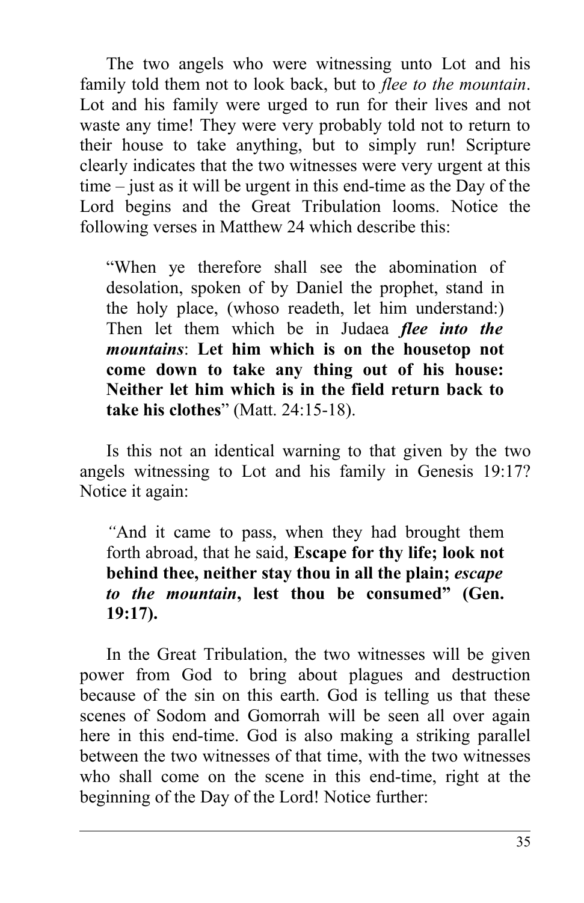The two angels who were witnessing unto Lot and his family told them not to look back, but to *flee to the mountain*. Lot and his family were urged to run for their lives and not waste any time! They were very probably told not to return to their house to take anything, but to simply run! Scripture clearly indicates that the two witnesses were very urgent at this time – just as it will be urgent in this end-time as the Day of the Lord begins and the Great Tribulation looms. Notice the following verses in Matthew 24 which describe this:

> "When ye therefore shall see the abomination of desolation, spoken of by Daniel the prophet, stand in the holy place, (whoso readeth, let him understand:) Then let them which be in Judaea ***flee into the mountains***: **Let him which is on the housetop not come down to take any thing out of his house: Neither let him which is in the field return back to take his clothes**" (Matt. 24:15-18).

Is this not an identical warning to that given by the two angels witnessing to Lot and his family in Genesis 19:17? Notice it again:

> *"*And it came to pass, when they had brought them forth abroad, that he said, **Escape for thy life; look not behind thee, neither stay thou in all the plain; *escape to the mountain*, lest thou be consumed" (Gen. 19:17).**

In the Great Tribulation, the two witnesses will be given power from God to bring about plagues and destruction because of the sin on this earth. God is telling us that these scenes of Sodom and Gomorrah will be seen all over again here in this end-time. God is also making a striking parallel between the two witnesses of that time, with the two witnesses who shall come on the scene in this end-time, right at the beginning of the Day of the Lord! Notice further: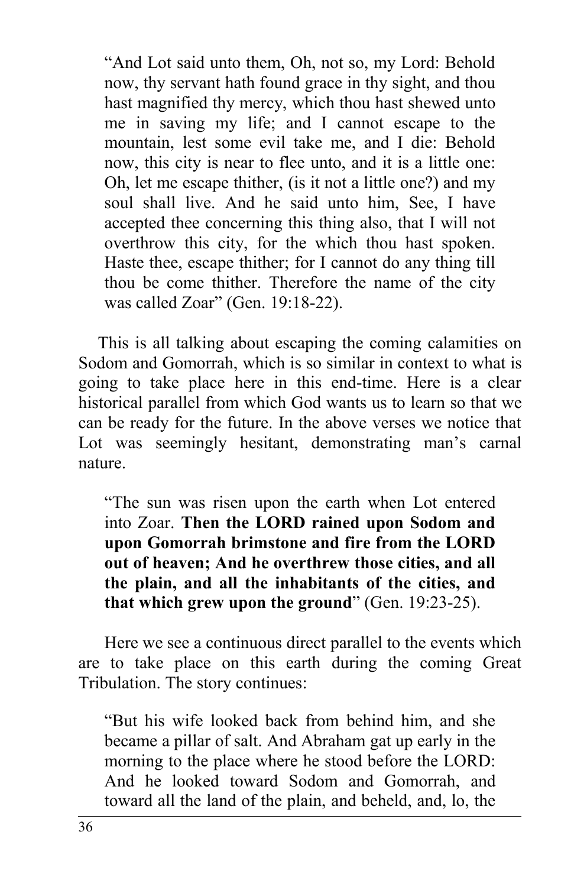> "And Lot said unto them, Oh, not so, my Lord: Behold now, thy servant hath found grace in thy sight, and thou hast magnified thy mercy, which thou hast shewed unto me in saving my life; and I cannot escape to the mountain, lest some evil take me, and I die: Behold now, this city is near to flee unto, and it is a little one: Oh, let me escape thither, (is it not a little one?) and my soul shall live. And he said unto him, See, I have accepted thee concerning this thing also, that I will not overthrow this city, for the which thou hast spoken. Haste thee, escape thither; for I cannot do any thing till thou be come thither. Therefore the name of the city was called Zoar" (Gen. 19:18-22).

This is all talking about escaping the coming calamities on Sodom and Gomorrah, which is so similar in context to what is going to take place here in this end-time. Here is a clear historical parallel from which God wants us to learn so that we can be ready for the future. In the above verses we notice that Lot was seemingly hesitant, demonstrating man's carnal nature.

> "The sun was risen upon the earth when Lot entered into Zoar. **Then the LORD rained upon Sodom and upon Gomorrah brimstone and fire from the LORD out of heaven; And he overthrew those cities, and all the plain, and all the inhabitants of the cities, and that which grew upon the ground**" (Gen. 19:23-25).

Here we see a continuous direct parallel to the events which are to take place on this earth during the coming Great Tribulation. The story continues:

> "But his wife looked back from behind him, and she became a pillar of salt. And Abraham gat up early in the morning to the place where he stood before the LORD: And he looked toward Sodom and Gomorrah, and toward all the land of the plain, and beheld, and, lo, the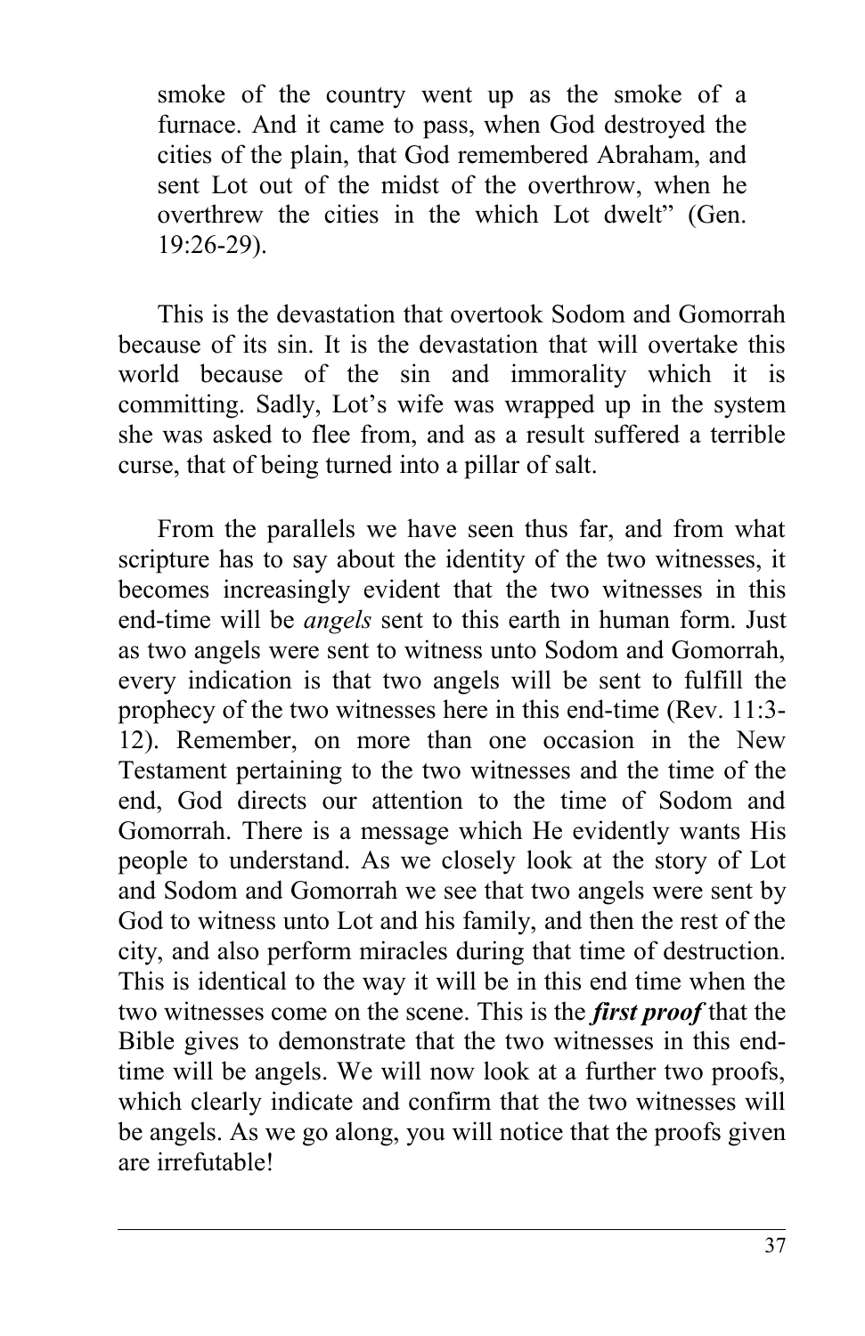smoke of the country went up as the smoke of a furnace. And it came to pass, when God destroyed the cities of the plain, that God remembered Abraham, and sent Lot out of the midst of the overthrow, when he overthrew the cities in the which Lot dwelt" (Gen. 19:26-29).

This is the devastation that overtook Sodom and Gomorrah because of its sin. It is the devastation that will overtake this world because of the sin and immorality which it is committing. Sadly, Lot's wife was wrapped up in the system she was asked to flee from, and as a result suffered a terrible curse, that of being turned into a pillar of salt.

From the parallels we have seen thus far, and from what scripture has to say about the identity of the two witnesses, it becomes increasingly evident that the two witnesses in this end-time will be *angels* sent to this earth in human form. Just as two angels were sent to witness unto Sodom and Gomorrah, every indication is that two angels will be sent to fulfill the prophecy of the two witnesses here in this end-time (Rev. 11:3-12). Remember, on more than one occasion in the New Testament pertaining to the two witnesses and the time of the end, God directs our attention to the time of Sodom and Gomorrah. There is a message which He evidently wants His people to understand. As we closely look at the story of Lot and Sodom and Gomorrah we see that two angels were sent by God to witness unto Lot and his family, and then the rest of the city, and also perform miracles during that time of destruction. This is identical to the way it will be in this end time when the two witnesses come on the scene. This is the ***first proof*** that the Bible gives to demonstrate that the two witnesses in this end-time will be angels. We will now look at a further two proofs, which clearly indicate and confirm that the two witnesses will be angels. As we go along, you will notice that the proofs given are irrefutable!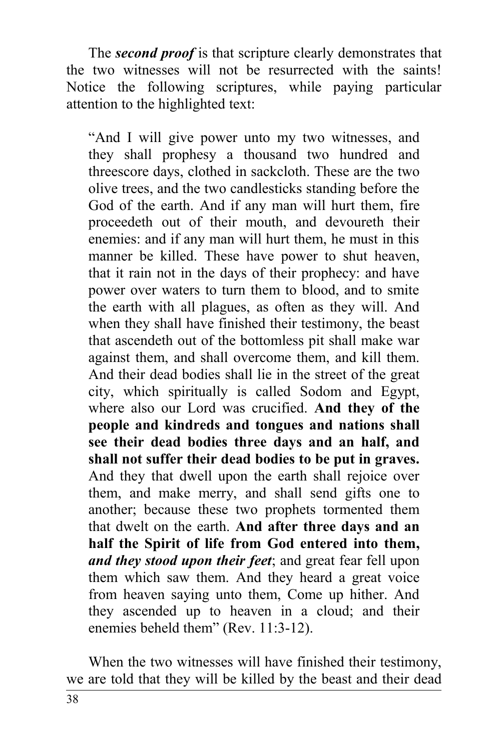The ***second proof*** is that scripture clearly demonstrates that the two witnesses will not be resurrected with the saints! Notice the following scriptures, while paying particular attention to the highlighted text:

> "And I will give power unto my two witnesses, and they shall prophesy a thousand two hundred and threescore days, clothed in sackcloth. These are the two olive trees, and the two candlesticks standing before the God of the earth. And if any man will hurt them, fire proceedeth out of their mouth, and devoureth their enemies: and if any man will hurt them, he must in this manner be killed. These have power to shut heaven, that it rain not in the days of their prophecy: and have power over waters to turn them to blood, and to smite the earth with all plagues, as often as they will. And when they shall have finished their testimony, the beast that ascendeth out of the bottomless pit shall make war against them, and shall overcome them, and kill them. And their dead bodies shall lie in the street of the great city, which spiritually is called Sodom and Egypt, where also our Lord was crucified. **And they of the people and kindreds and tongues and nations shall see their dead bodies three days and an half, and shall not suffer their dead bodies to be put in graves.** And they that dwell upon the earth shall rejoice over them, and make merry, and shall send gifts one to another; because these two prophets tormented them that dwelt on the earth. **And after three days and an half the Spirit of life from God entered into them, *and they stood upon their feet***; and great fear fell upon them which saw them. And they heard a great voice from heaven saying unto them, Come up hither. And they ascended up to heaven in a cloud; and their enemies beheld them" (Rev. 11:3-12).

When the two witnesses will have finished their testimony, we are told that they will be killed by the beast and their dead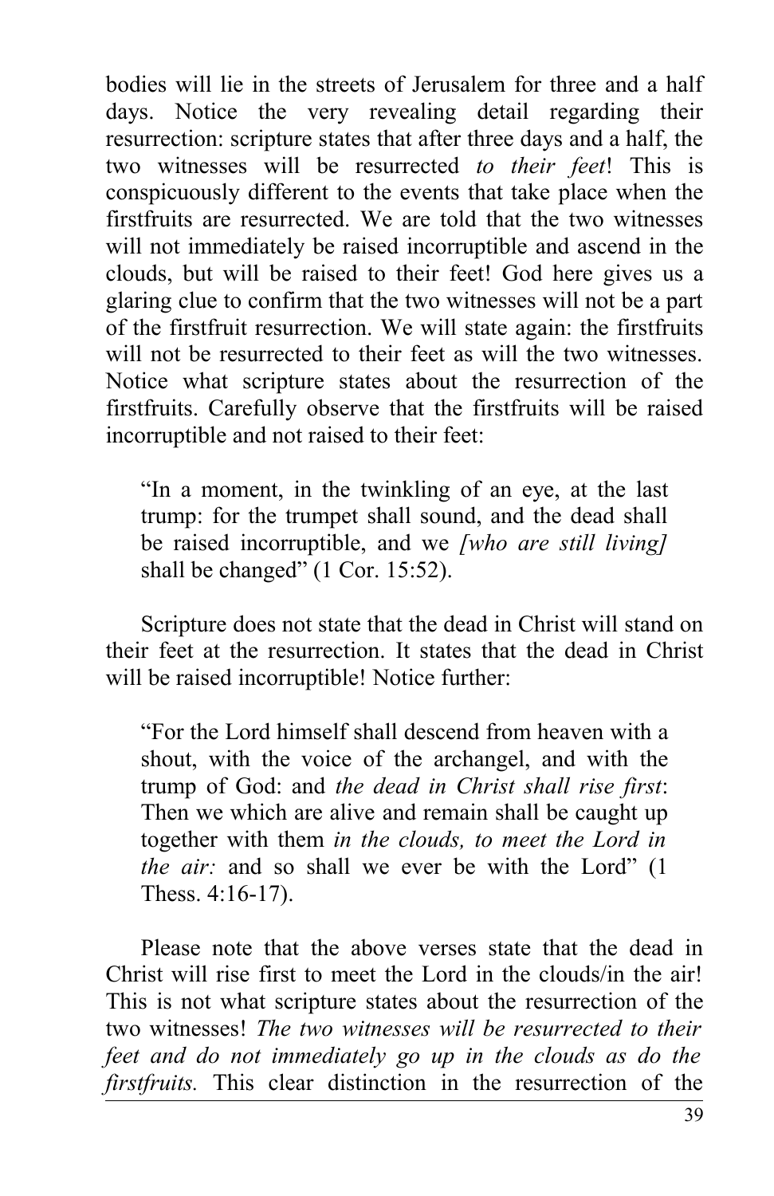bodies will lie in the streets of Jerusalem for three and a half days. Notice the very revealing detail regarding their resurrection: scripture states that after three days and a half, the two witnesses will be resurrected *to their feet*! This is conspicuously different to the events that take place when the firstfruits are resurrected. We are told that the two witnesses will not immediately be raised incorruptible and ascend in the clouds, but will be raised to their feet! God here gives us a glaring clue to confirm that the two witnesses will not be a part of the firstfruit resurrection. We will state again: the firstfruits will not be resurrected to their feet as will the two witnesses. Notice what scripture states about the resurrection of the firstfruits. Carefully observe that the firstfruits will be raised incorruptible and not raised to their feet:

> "In a moment, in the twinkling of an eye, at the last trump: for the trumpet shall sound, and the dead shall be raised incorruptible, and we *[who are still living]* shall be changed" (1 Cor. 15:52).

Scripture does not state that the dead in Christ will stand on their feet at the resurrection. It states that the dead in Christ will be raised incorruptible! Notice further:

> "For the Lord himself shall descend from heaven with a shout, with the voice of the archangel, and with the trump of God: and *the dead in Christ shall rise first*: Then we which are alive and remain shall be caught up together with them *in the clouds, to meet the Lord in the air:* and so shall we ever be with the Lord" (1 Thess. 4:16-17).

Please note that the above verses state that the dead in Christ will rise first to meet the Lord in the clouds/in the air! This is not what scripture states about the resurrection of the two witnesses! *The two witnesses will be resurrected to their feet and do not immediately go up in the clouds as do the firstfruits.* This clear distinction in the resurrection of the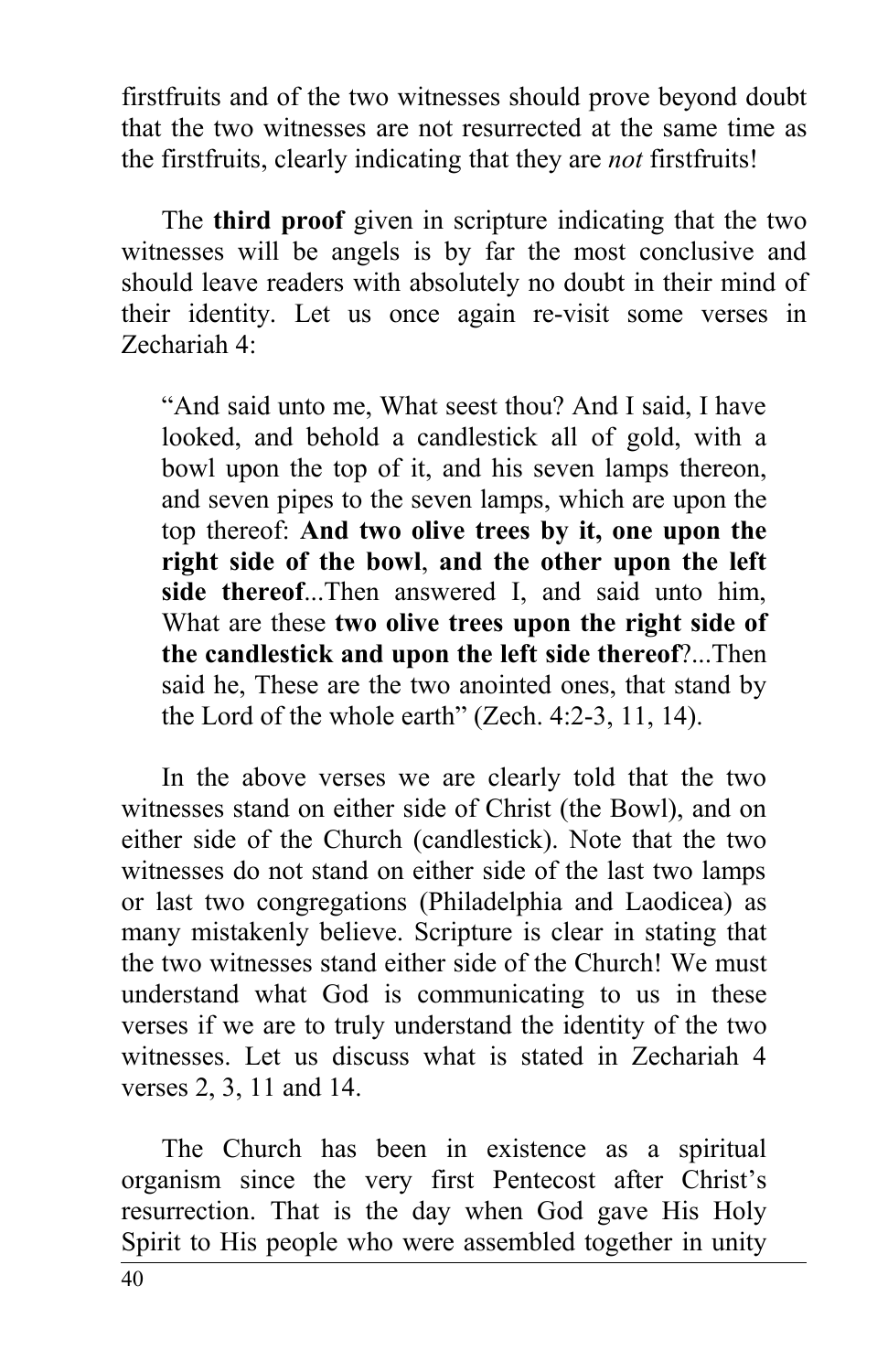firstfruits and of the two witnesses should prove beyond doubt that the two witnesses are not resurrected at the same time as the firstfruits, clearly indicating that they are *not* firstfruits!

The **third proof** given in scripture indicating that the two witnesses will be angels is by far the most conclusive and should leave readers with absolutely no doubt in their mind of their identity. Let us once again re-visit some verses in Zechariah 4:

> "And said unto me, What seest thou? And I said, I have looked, and behold a candlestick all of gold, with a bowl upon the top of it, and his seven lamps thereon, and seven pipes to the seven lamps, which are upon the top thereof: **And two olive trees by it, one upon the right side of the bowl**, **and the other upon the left side thereof**...Then answered I, and said unto him, What are these **two olive trees upon the right side of the candlestick and upon the left side thereof**?...Then said he, These are the two anointed ones, that stand by the Lord of the whole earth" (Zech. 4:2-3, 11, 14).

In the above verses we are clearly told that the two witnesses stand on either side of Christ (the Bowl), and on either side of the Church (candlestick). Note that the two witnesses do not stand on either side of the last two lamps or last two congregations (Philadelphia and Laodicea) as many mistakenly believe. Scripture is clear in stating that the two witnesses stand either side of the Church! We must understand what God is communicating to us in these verses if we are to truly understand the identity of the two witnesses. Let us discuss what is stated in Zechariah 4 verses 2, 3, 11 and 14.

The Church has been in existence as a spiritual organism since the very first Pentecost after Christ's resurrection. That is the day when God gave His Holy Spirit to His people who were assembled together in unity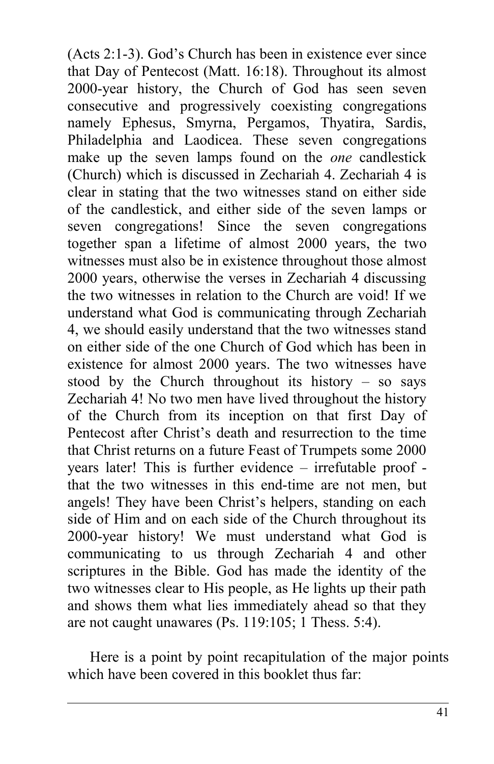(Acts 2:1-3). God's Church has been in existence ever since that Day of Pentecost (Matt. 16:18). Throughout its almost 2000-year history, the Church of God has seen seven consecutive and progressively coexisting congregations namely Ephesus, Smyrna, Pergamos, Thyatira, Sardis, Philadelphia and Laodicea. These seven congregations make up the seven lamps found on the *one* candlestick (Church) which is discussed in Zechariah 4. Zechariah 4 is clear in stating that the two witnesses stand on either side of the candlestick, and either side of the seven lamps or seven congregations! Since the seven congregations together span a lifetime of almost 2000 years, the two witnesses must also be in existence throughout those almost 2000 years, otherwise the verses in Zechariah 4 discussing the two witnesses in relation to the Church are void! If we understand what God is communicating through Zechariah 4, we should easily understand that the two witnesses stand on either side of the one Church of God which has been in existence for almost 2000 years. The two witnesses have stood by the Church throughout its history – so says Zechariah 4! No two men have lived throughout the history of the Church from its inception on that first Day of Pentecost after Christ's death and resurrection to the time that Christ returns on a future Feast of Trumpets some 2000 years later! This is further evidence – irrefutable proof - that the two witnesses in this end-time are not men, but angels! They have been Christ's helpers, standing on each side of Him and on each side of the Church throughout its 2000-year history! We must understand what God is communicating to us through Zechariah 4 and other scriptures in the Bible. God has made the identity of the two witnesses clear to His people, as He lights up their path and shows them what lies immediately ahead so that they are not caught unawares (Ps. 119:105; 1 Thess. 5:4).

Here is a point by point recapitulation of the major points which have been covered in this booklet thus far: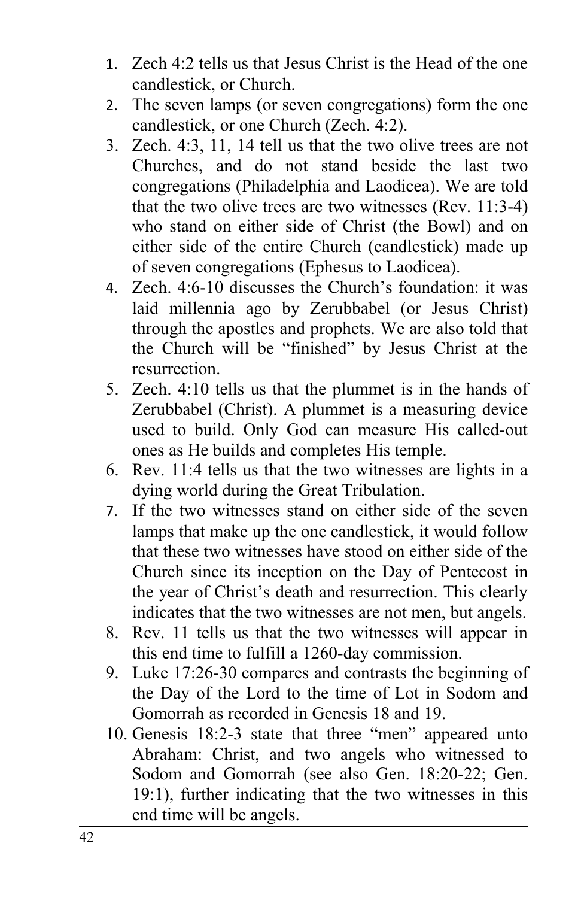1. Zech 4:2 tells us that Jesus Christ is the Head of the one candlestick, or Church.
2. The seven lamps (or seven congregations) form the one candlestick, or one Church (Zech. 4:2).
3. Zech. 4:3, 11, 14 tell us that the two olive trees are not Churches, and do not stand beside the last two congregations (Philadelphia and Laodicea). We are told that the two olive trees are two witnesses (Rev. 11:3-4) who stand on either side of Christ (the Bowl) and on either side of the entire Church (candlestick) made up of seven congregations (Ephesus to Laodicea).
4. Zech. 4:6-10 discusses the Church's foundation: it was laid millennia ago by Zerubbabel (or Jesus Christ) through the apostles and prophets. We are also told that the Church will be "finished" by Jesus Christ at the resurrection.
5. Zech. 4:10 tells us that the plummet is in the hands of Zerubbabel (Christ). A plummet is a measuring device used to build. Only God can measure His called-out ones as He builds and completes His temple.
6. Rev. 11:4 tells us that the two witnesses are lights in a dying world during the Great Tribulation.
7. If the two witnesses stand on either side of the seven lamps that make up the one candlestick, it would follow that these two witnesses have stood on either side of the Church since its inception on the Day of Pentecost in the year of Christ's death and resurrection. This clearly indicates that the two witnesses are not men, but angels.
8. Rev. 11 tells us that the two witnesses will appear in this end time to fulfill a 1260-day commission.
9. Luke 17:26-30 compares and contrasts the beginning of the Day of the Lord to the time of Lot in Sodom and Gomorrah as recorded in Genesis 18 and 19.
10. Genesis 18:2-3 state that three "men" appeared unto Abraham: Christ, and two angels who witnessed to Sodom and Gomorrah (see also Gen. 18:20-22; Gen. 19:1), further indicating that the two witnesses in this end time will be angels.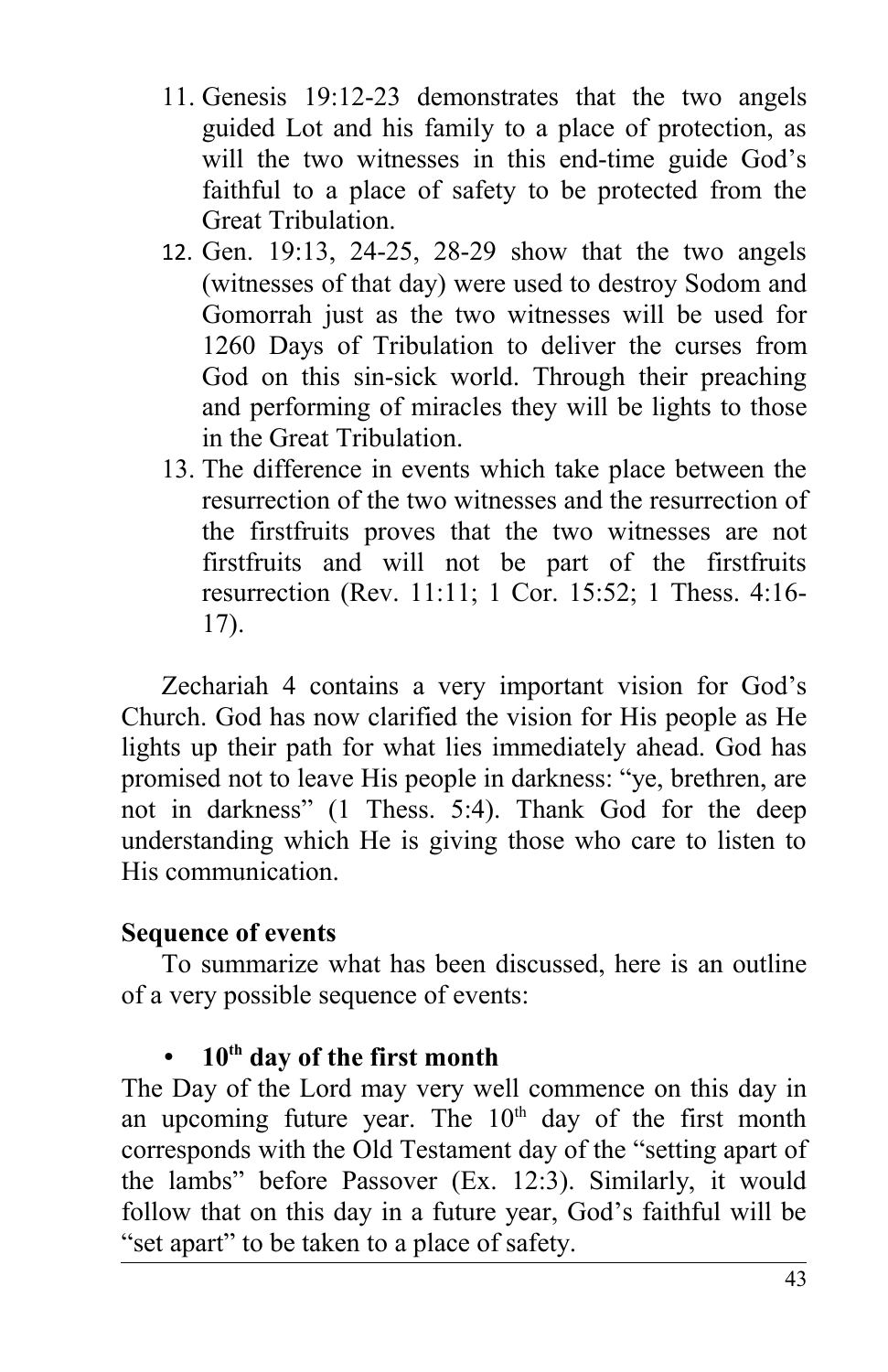11. Genesis 19:12-23 demonstrates that the two angels guided Lot and his family to a place of protection, as will the two witnesses in this end-time guide God's faithful to a place of safety to be protected from the Great Tribulation.
12. Gen. 19:13, 24-25, 28-29 show that the two angels (witnesses of that day) were used to destroy Sodom and Gomorrah just as the two witnesses will be used for 1260 Days of Tribulation to deliver the curses from God on this sin-sick world. Through their preaching and performing of miracles they will be lights to those in the Great Tribulation.
13. The difference in events which take place between the resurrection of the two witnesses and the resurrection of the firstfruits proves that the two witnesses are not firstfruits and will not be part of the firstfruits resurrection (Rev. 11:11; 1 Cor. 15:52; 1 Thess. 4:16-17).

Zechariah 4 contains a very important vision for God's Church. God has now clarified the vision for His people as He lights up their path for what lies immediately ahead. God has promised not to leave His people in darkness: "ye, brethren, are not in darkness" (1 Thess. 5:4). Thank God for the deep understanding which He is giving those who care to listen to His communication.

**Sequence of events**

To summarize what has been discussed, here is an outline of a very possible sequence of events:

- **10th day of the first month**

The Day of the Lord may very well commence on this day in an upcoming future year. The 10th day of the first month corresponds with the Old Testament day of the "setting apart of the lambs" before Passover (Ex. 12:3). Similarly, it would follow that on this day in a future year, God's faithful will be "set apart" to be taken to a place of safety.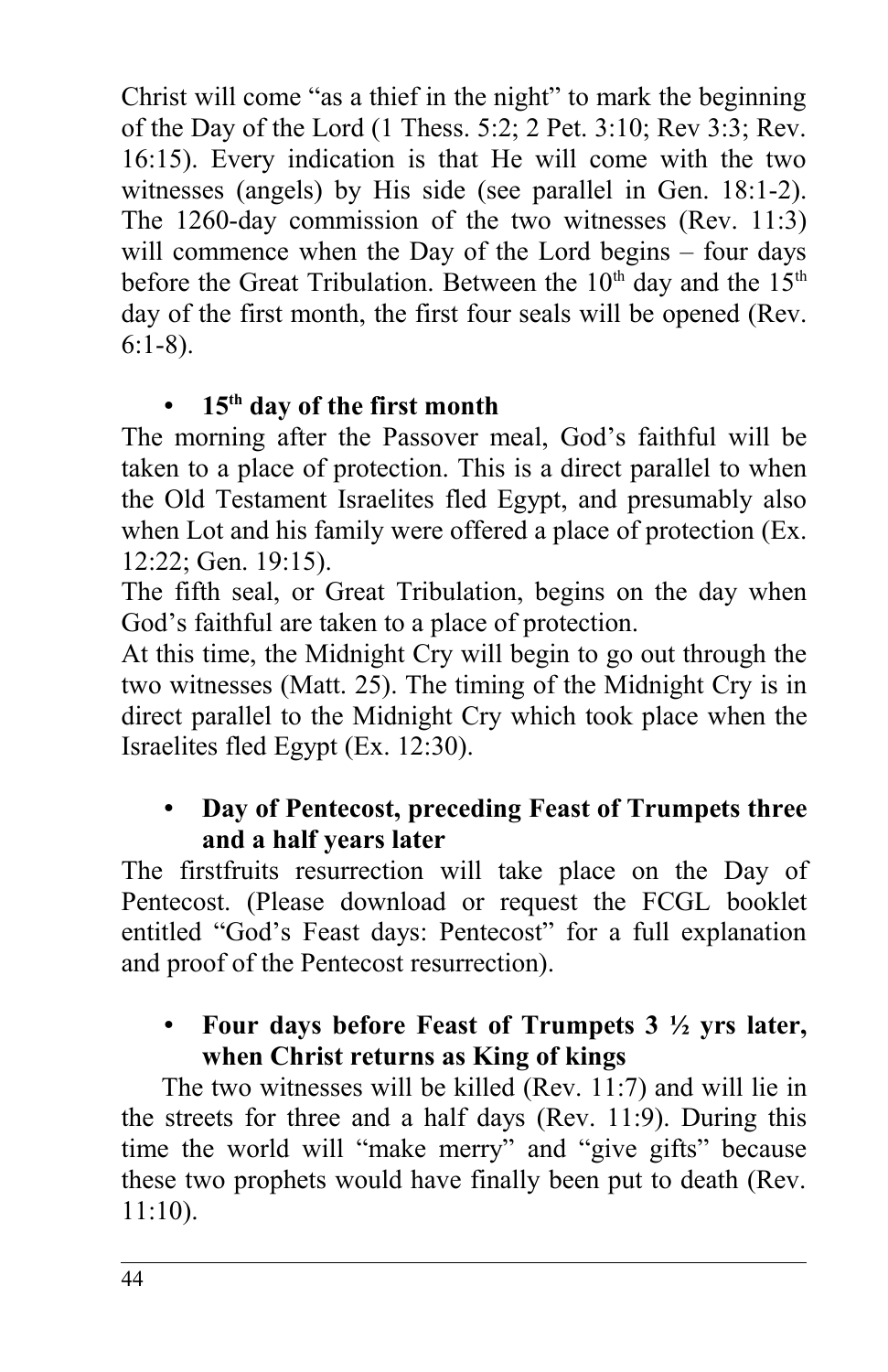Christ will come "as a thief in the night" to mark the beginning of the Day of the Lord (1 Thess. 5:2; 2 Pet. 3:10; Rev 3:3; Rev. 16:15). Every indication is that He will come with the two witnesses (angels) by His side (see parallel in Gen. 18:1-2). The 1260-day commission of the two witnesses (Rev. 11:3) will commence when the Day of the Lord begins – four days before the Great Tribulation. Between the 10th day and the 15th day of the first month, the first four seals will be opened (Rev. 6:1-8).

- **15th day of the first month**

The morning after the Passover meal, God's faithful will be taken to a place of protection. This is a direct parallel to when the Old Testament Israelites fled Egypt, and presumably also when Lot and his family were offered a place of protection (Ex. 12:22; Gen. 19:15).

The fifth seal, or Great Tribulation, begins on the day when God's faithful are taken to a place of protection.

At this time, the Midnight Cry will begin to go out through the two witnesses (Matt. 25). The timing of the Midnight Cry is in direct parallel to the Midnight Cry which took place when the Israelites fled Egypt (Ex. 12:30).

- **Day of Pentecost, preceding Feast of Trumpets three and a half years later**

The firstfruits resurrection will take place on the Day of Pentecost. (Please download or request the FCGL booklet entitled "God's Feast days: Pentecost" for a full explanation and proof of the Pentecost resurrection).

- **Four days before Feast of Trumpets 3 ½ yrs later, when Christ returns as King of kings**

The two witnesses will be killed (Rev. 11:7) and will lie in the streets for three and a half days (Rev. 11:9). During this time the world will "make merry" and "give gifts" because these two prophets would have finally been put to death (Rev. 11:10).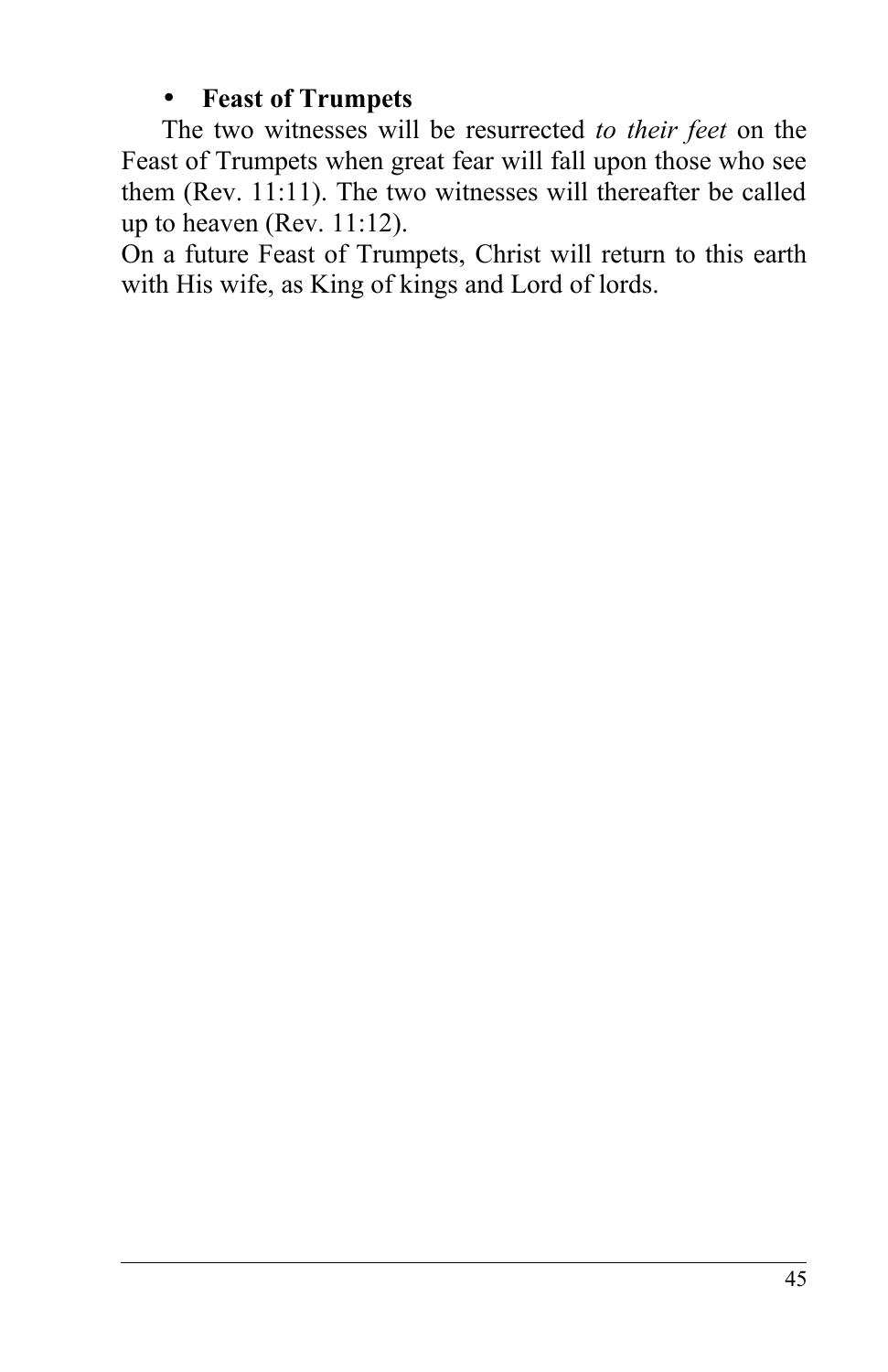- **Feast of Trumpets**

The two witnesses will be resurrected *to their feet* on the Feast of Trumpets when great fear will fall upon those who see them (Rev. 11:11). The two witnesses will thereafter be called up to heaven (Rev. 11:12).

On a future Feast of Trumpets, Christ will return to this earth with His wife, as King of kings and Lord of lords.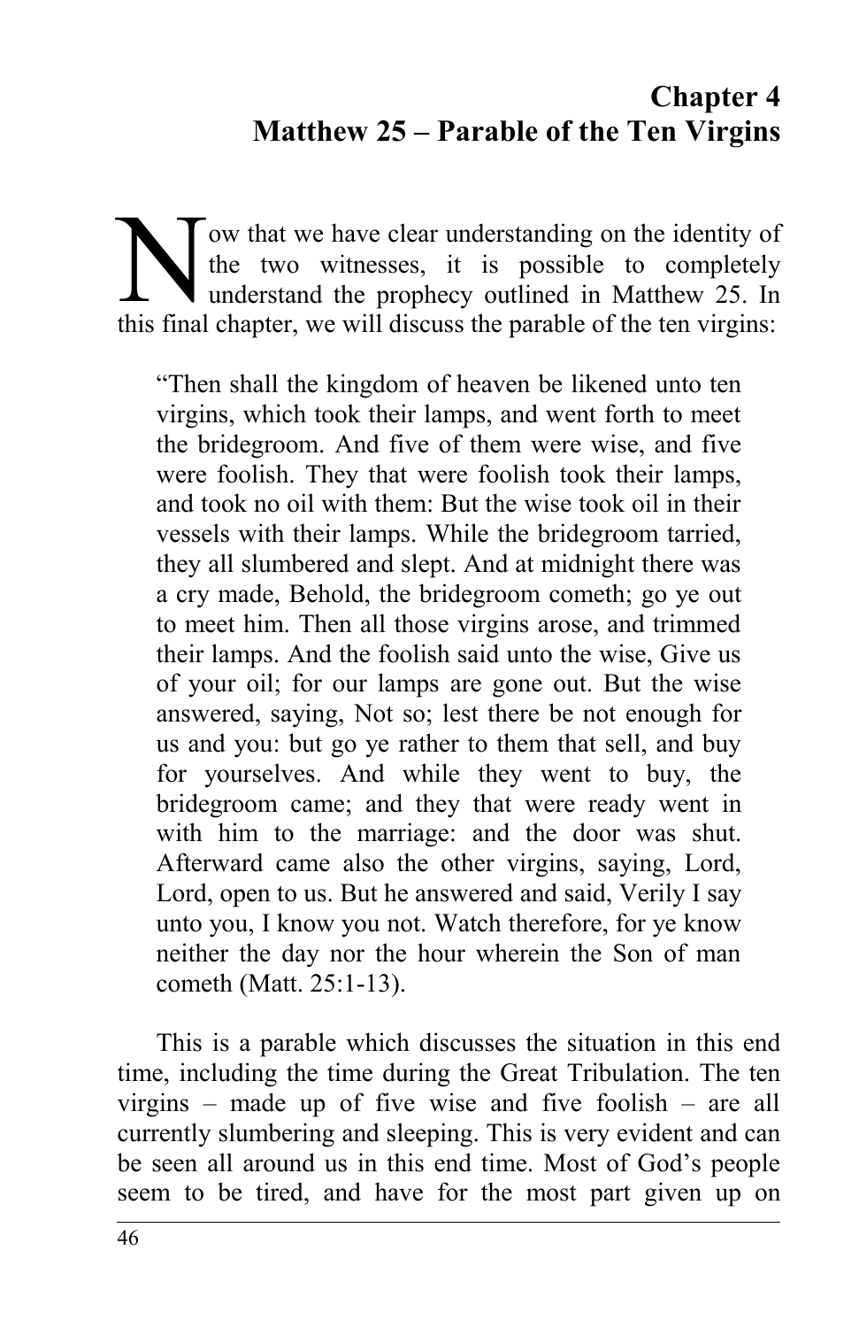## Chapter 4
## Matthew 25 – Parable of the Ten Virgins

Now that we have clear understanding on the identity of the two witnesses, it is possible to completely understand the prophecy outlined in Matthew 25. In this final chapter, we will discuss the parable of the ten virgins:

> "Then shall the kingdom of heaven be likened unto ten virgins, which took their lamps, and went forth to meet the bridegroom. And five of them were wise, and five were foolish. They that were foolish took their lamps, and took no oil with them: But the wise took oil in their vessels with their lamps. While the bridegroom tarried, they all slumbered and slept. And at midnight there was a cry made, Behold, the bridegroom cometh; go ye out to meet him. Then all those virgins arose, and trimmed their lamps. And the foolish said unto the wise, Give us of your oil; for our lamps are gone out. But the wise answered, saying, Not so; lest there be not enough for us and you: but go ye rather to them that sell, and buy for yourselves. And while they went to buy, the bridegroom came; and they that were ready went in with him to the marriage: and the door was shut. Afterward came also the other virgins, saying, Lord, Lord, open to us. But he answered and said, Verily I say unto you, I know you not. Watch therefore, for ye know neither the day nor the hour wherein the Son of man cometh (Matt. 25:1-13).

This is a parable which discusses the situation in this end time, including the time during the Great Tribulation. The ten virgins – made up of five wise and five foolish – are all currently slumbering and sleeping. This is very evident and can be seen all around us in this end time. Most of God's people seem to be tired, and have for the most part given up on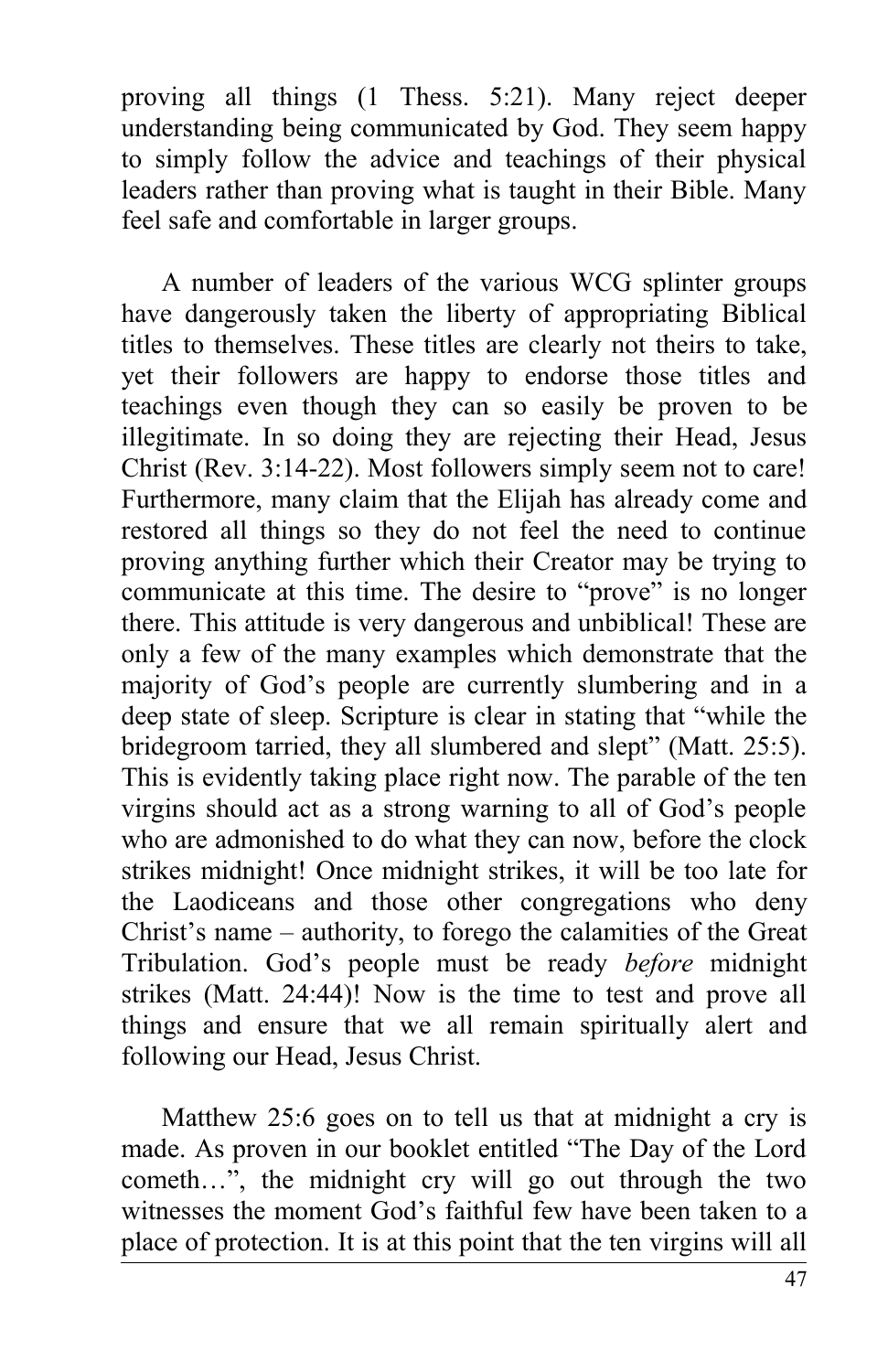proving all things (1 Thess. 5:21). Many reject deeper understanding being communicated by God. They seem happy to simply follow the advice and teachings of their physical leaders rather than proving what is taught in their Bible. Many feel safe and comfortable in larger groups.

A number of leaders of the various WCG splinter groups have dangerously taken the liberty of appropriating Biblical titles to themselves. These titles are clearly not theirs to take, yet their followers are happy to endorse those titles and teachings even though they can so easily be proven to be illegitimate. In so doing they are rejecting their Head, Jesus Christ (Rev. 3:14-22). Most followers simply seem not to care! Furthermore, many claim that the Elijah has already come and restored all things so they do not feel the need to continue proving anything further which their Creator may be trying to communicate at this time. The desire to "prove" is no longer there. This attitude is very dangerous and unbiblical! These are only a few of the many examples which demonstrate that the majority of God's people are currently slumbering and in a deep state of sleep. Scripture is clear in stating that "while the bridegroom tarried, they all slumbered and slept" (Matt. 25:5). This is evidently taking place right now. The parable of the ten virgins should act as a strong warning to all of God's people who are admonished to do what they can now, before the clock strikes midnight! Once midnight strikes, it will be too late for the Laodiceans and those other congregations who deny Christ's name – authority, to forego the calamities of the Great Tribulation. God's people must be ready *before* midnight strikes (Matt. 24:44)! Now is the time to test and prove all things and ensure that we all remain spiritually alert and following our Head, Jesus Christ.

Matthew 25:6 goes on to tell us that at midnight a cry is made. As proven in our booklet entitled "The Day of the Lord cometh…", the midnight cry will go out through the two witnesses the moment God's faithful few have been taken to a place of protection. It is at this point that the ten virgins will all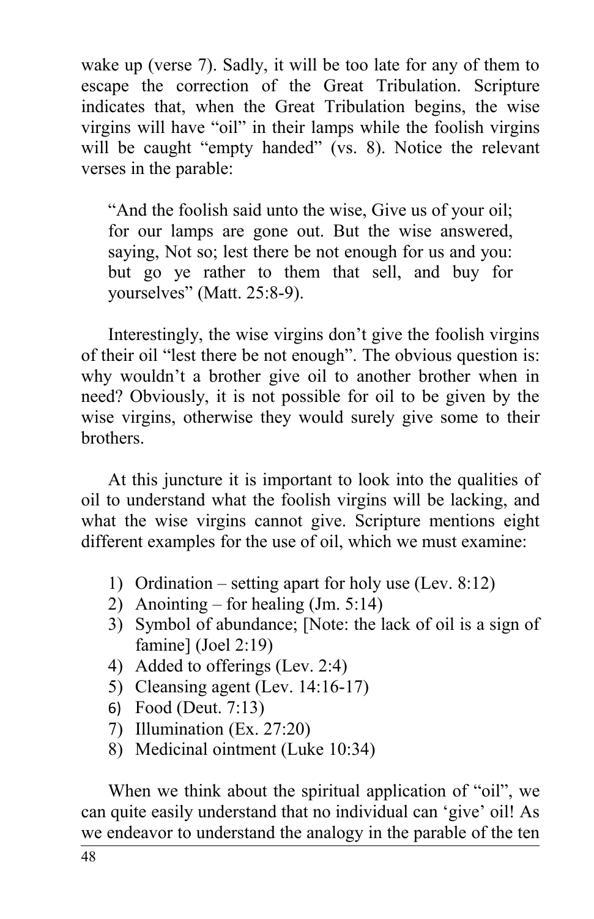wake up (verse 7). Sadly, it will be too late for any of them to escape the correction of the Great Tribulation. Scripture indicates that, when the Great Tribulation begins, the wise virgins will have "oil" in their lamps while the foolish virgins will be caught "empty handed" (vs. 8). Notice the relevant verses in the parable:

> "And the foolish said unto the wise, Give us of your oil; for our lamps are gone out. But the wise answered, saying, Not so; lest there be not enough for us and you: but go ye rather to them that sell, and buy for yourselves" (Matt. 25:8-9).

Interestingly, the wise virgins don't give the foolish virgins of their oil "lest there be not enough". The obvious question is: why wouldn't a brother give oil to another brother when in need? Obviously, it is not possible for oil to be given by the wise virgins, otherwise they would surely give some to their brothers.

At this juncture it is important to look into the qualities of oil to understand what the foolish virgins will be lacking, and what the wise virgins cannot give. Scripture mentions eight different examples for the use of oil, which we must examine:

1) Ordination – setting apart for holy use (Lev. 8:12)
2) Anointing – for healing (Jm. 5:14)
3) Symbol of abundance; [Note: the lack of oil is a sign of famine] (Joel 2:19)
4) Added to offerings (Lev. 2:4)
5) Cleansing agent (Lev. 14:16-17)
6) Food (Deut. 7:13)
7) Illumination (Ex. 27:20)
8) Medicinal ointment (Luke 10:34)

When we think about the spiritual application of "oil", we can quite easily understand that no individual can 'give' oil! As we endeavor to understand the analogy in the parable of the ten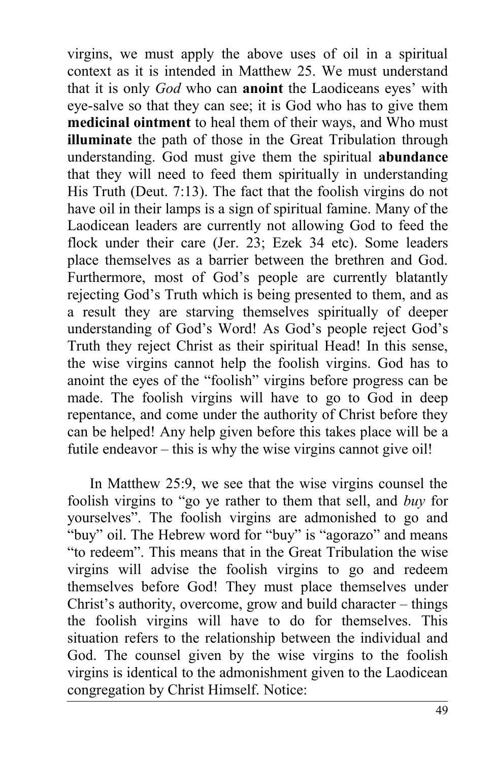virgins, we must apply the above uses of oil in a spiritual context as it is intended in Matthew 25. We must understand that it is only *God* who can **anoint** the Laodiceans eyes' with eye-salve so that they can see; it is God who has to give them **medicinal ointment** to heal them of their ways, and Who must **illuminate** the path of those in the Great Tribulation through understanding. God must give them the spiritual **abundance** that they will need to feed them spiritually in understanding His Truth (Deut. 7:13). The fact that the foolish virgins do not have oil in their lamps is a sign of spiritual famine. Many of the Laodicean leaders are currently not allowing God to feed the flock under their care (Jer. 23; Ezek 34 etc). Some leaders place themselves as a barrier between the brethren and God. Furthermore, most of God's people are currently blatantly rejecting God's Truth which is being presented to them, and as a result they are starving themselves spiritually of deeper understanding of God's Word! As God's people reject God's Truth they reject Christ as their spiritual Head! In this sense, the wise virgins cannot help the foolish virgins. God has to anoint the eyes of the "foolish" virgins before progress can be made. The foolish virgins will have to go to God in deep repentance, and come under the authority of Christ before they can be helped! Any help given before this takes place will be a futile endeavor – this is why the wise virgins cannot give oil!

In Matthew 25:9, we see that the wise virgins counsel the foolish virgins to "go ye rather to them that sell, and *buy* for yourselves". The foolish virgins are admonished to go and "buy" oil. The Hebrew word for "buy" is "agorazo" and means "to redeem". This means that in the Great Tribulation the wise virgins will advise the foolish virgins to go and redeem themselves before God! They must place themselves under Christ's authority, overcome, grow and build character – things the foolish virgins will have to do for themselves. This situation refers to the relationship between the individual and God. The counsel given by the wise virgins to the foolish virgins is identical to the admonishment given to the Laodicean congregation by Christ Himself. Notice: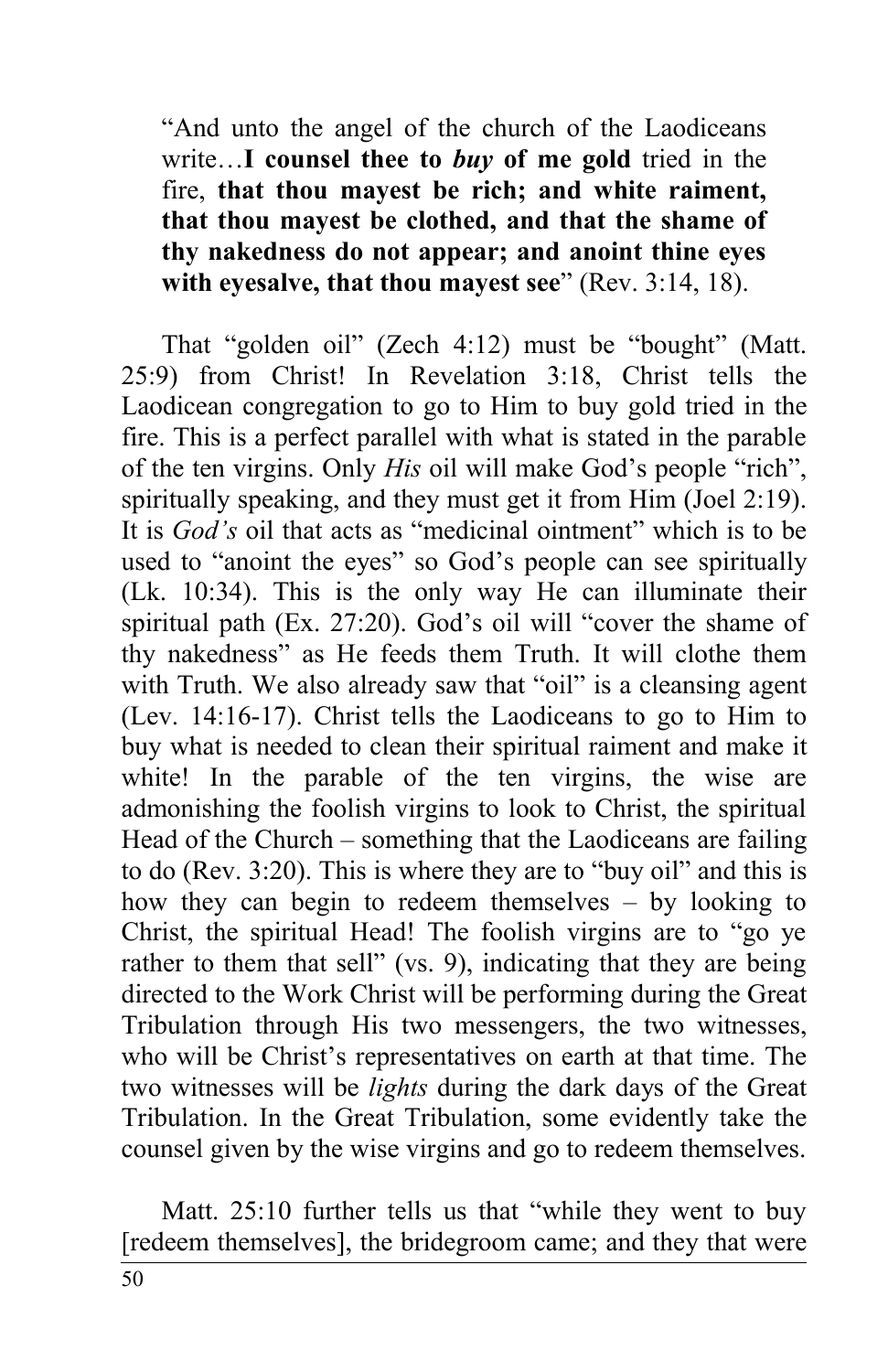> "And unto the angel of the church of the Laodiceans write…**I counsel thee to *buy* of me gold** tried in the fire, **that thou mayest be rich; and white raiment, that thou mayest be clothed, and that the shame of thy nakedness do not appear; and anoint thine eyes with eyesalve, that thou mayest see**" (Rev. 3:14, 18).

That "golden oil" (Zech 4:12) must be "bought" (Matt. 25:9) from Christ! In Revelation 3:18, Christ tells the Laodicean congregation to go to Him to buy gold tried in the fire. This is a perfect parallel with what is stated in the parable of the ten virgins. Only *His* oil will make God's people "rich", spiritually speaking, and they must get it from Him (Joel 2:19). It is *God's* oil that acts as "medicinal ointment" which is to be used to "anoint the eyes" so God's people can see spiritually (Lk. 10:34). This is the only way He can illuminate their spiritual path (Ex. 27:20). God's oil will "cover the shame of thy nakedness" as He feeds them Truth. It will clothe them with Truth. We also already saw that "oil" is a cleansing agent (Lev. 14:16-17). Christ tells the Laodiceans to go to Him to buy what is needed to clean their spiritual raiment and make it white! In the parable of the ten virgins, the wise are admonishing the foolish virgins to look to Christ, the spiritual Head of the Church – something that the Laodiceans are failing to do (Rev. 3:20). This is where they are to "buy oil" and this is how they can begin to redeem themselves – by looking to Christ, the spiritual Head! The foolish virgins are to "go ye rather to them that sell" (vs. 9), indicating that they are being directed to the Work Christ will be performing during the Great Tribulation through His two messengers, the two witnesses, who will be Christ's representatives on earth at that time. The two witnesses will be *lights* during the dark days of the Great Tribulation. In the Great Tribulation, some evidently take the counsel given by the wise virgins and go to redeem themselves.

Matt. 25:10 further tells us that "while they went to buy [redeem themselves], the bridegroom came; and they that were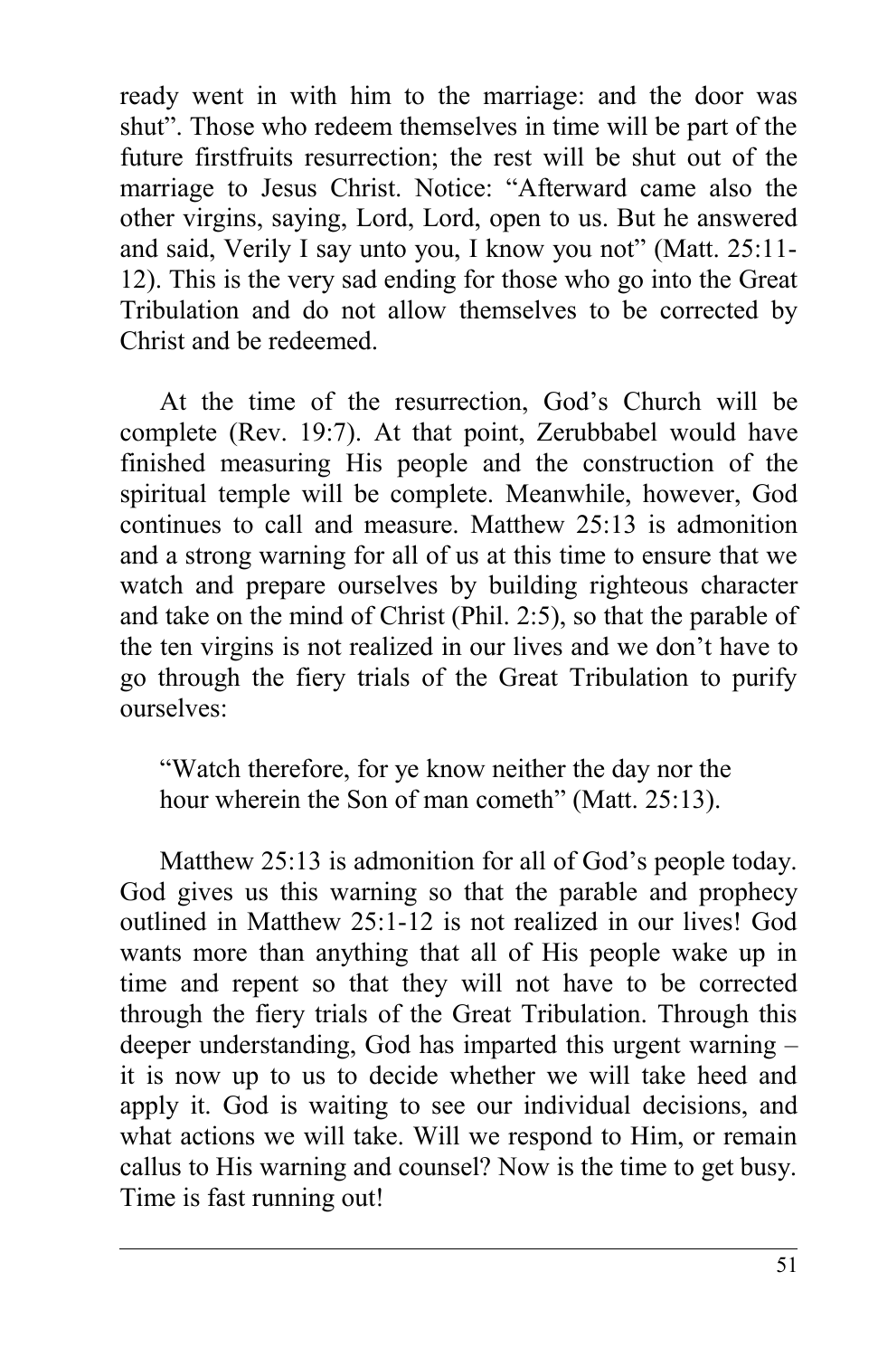ready went in with him to the marriage: and the door was shut”. Those who redeem themselves in time will be part of the future firstfruits resurrection; the rest will be shut out of the marriage to Jesus Christ. Notice: “Afterward came also the other virgins, saying, Lord, Lord, open to us. But he answered and said, Verily I say unto you, I know you not” (Matt. 25:11-12). This is the very sad ending for those who go into the Great Tribulation and do not allow themselves to be corrected by Christ and be redeemed.

At the time of the resurrection, God’s Church will be complete (Rev. 19:7). At that point, Zerubbabel would have finished measuring His people and the construction of the spiritual temple will be complete. Meanwhile, however, God continues to call and measure. Matthew 25:13 is admonition and a strong warning for all of us at this time to ensure that we watch and prepare ourselves by building righteous character and take on the mind of Christ (Phil. 2:5), so that the parable of the ten virgins is not realized in our lives and we don’t have to go through the fiery trials of the Great Tribulation to purify ourselves:

> “Watch therefore, for ye know neither the day nor the hour wherein the Son of man cometh” (Matt. 25:13).

Matthew 25:13 is admonition for all of God’s people today. God gives us this warning so that the parable and prophecy outlined in Matthew 25:1-12 is not realized in our lives! God wants more than anything that all of His people wake up in time and repent so that they will not have to be corrected through the fiery trials of the Great Tribulation. Through this deeper understanding, God has imparted this urgent warning – it is now up to us to decide whether we will take heed and apply it. God is waiting to see our individual decisions, and what actions we will take. Will we respond to Him, or remain callus to His warning and counsel? Now is the time to get busy. Time is fast running out!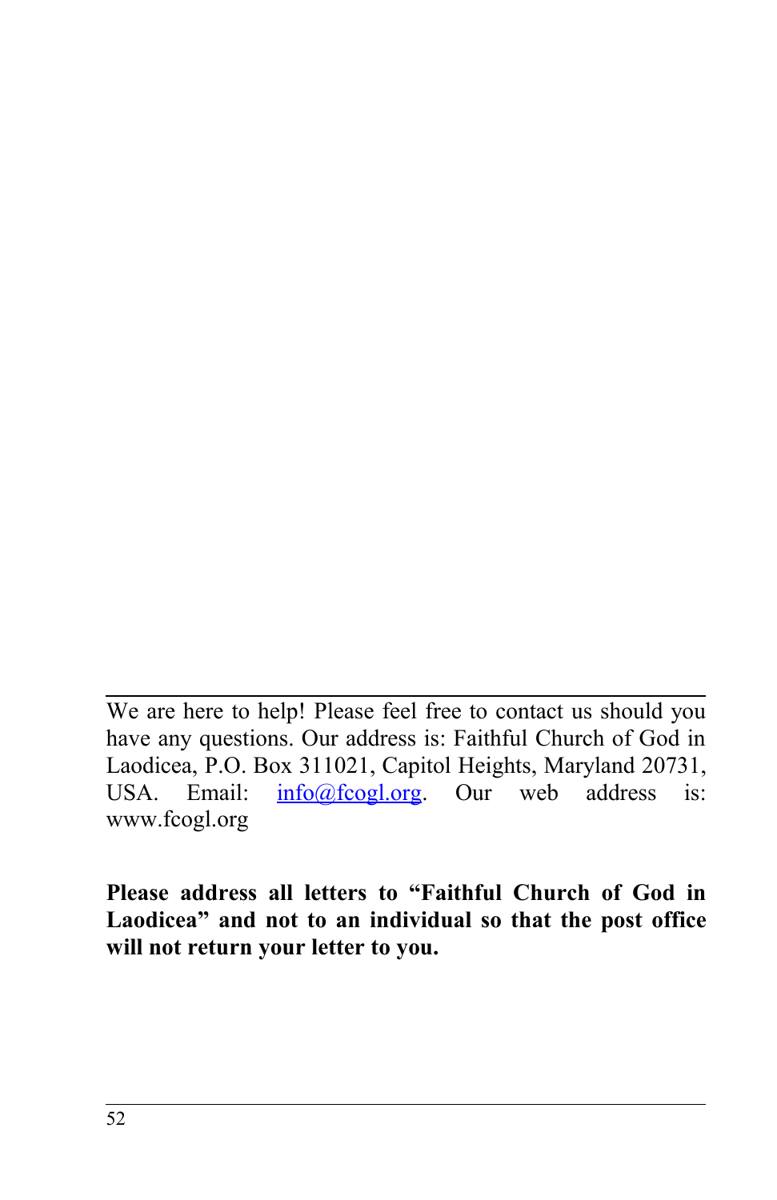We are here to help! Please feel free to contact us should you have any questions. Our address is: Faithful Church of God in Laodicea, P.O. Box 311021, Capitol Heights, Maryland 20731, USA. Email: info@fcogl.org. Our web address is: www.fcogl.org

**Please address all letters to “Faithful Church of God in Laodicea” and not to an individual so that the post office will not return your letter to you.**